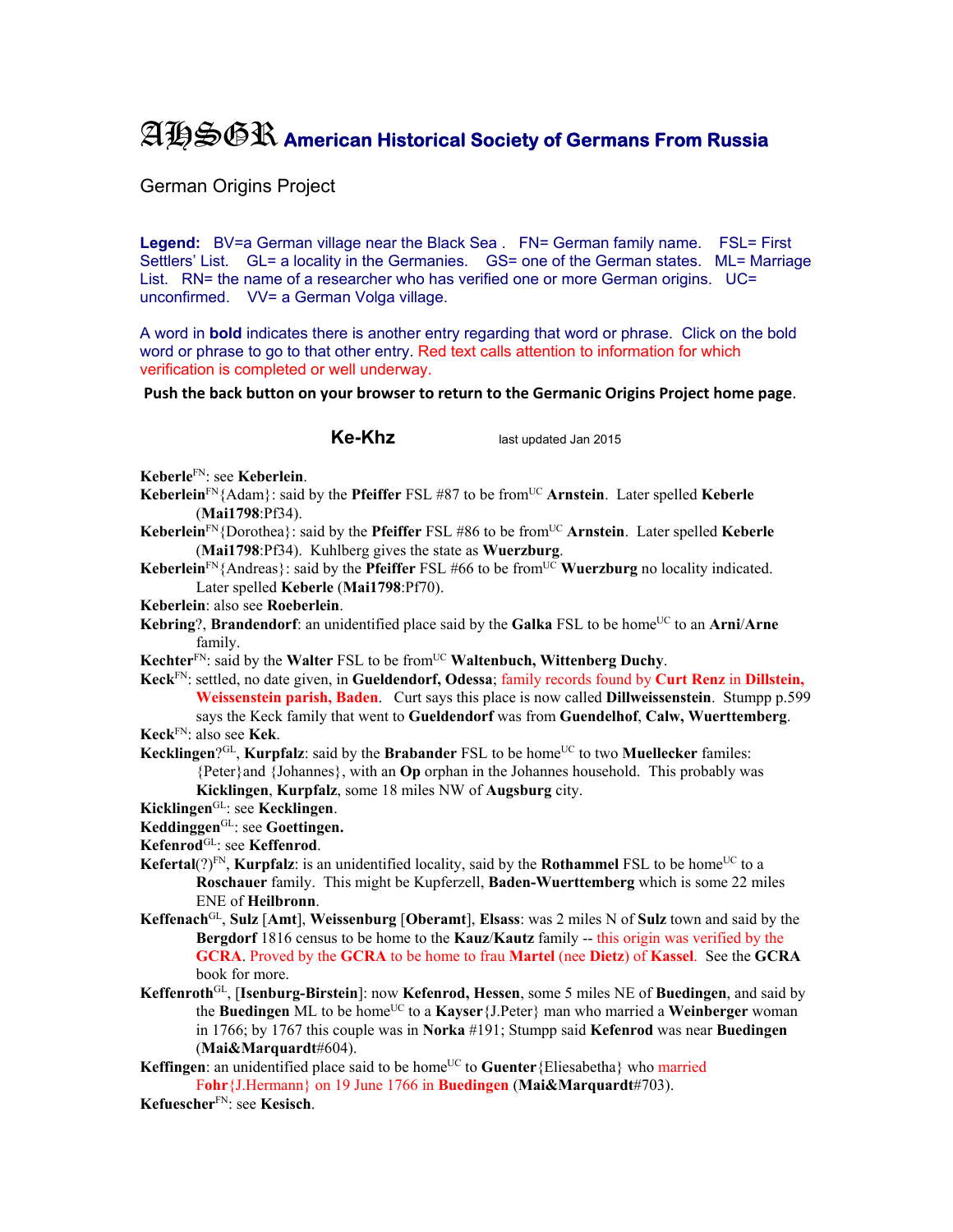# AHSGR American Historical Society of Germans From Russia

German Origins Project

**Legend:** BV=a German village near the Black Sea . FN= German family name. FSL= First Settlers' List. GL= a locality in the Germanies. GS= one of the German states. ML= Marriage List. RN= the name of a researcher who has verified one or more German origins. UC= unconfirmed. VV= a German Volga village.

A word in **bold** indicates there is another entry regarding that word or phrase. Click on the bold word or phrase to go to that other entry. Red text calls attention to information for which verification is completed or well underway.

**Push the back button on your browser to return to the Germanic Origins Project home page**.

## Ke-Khz

last updated Jan 2015

**Keberle**[FN]: see **Keberlein**.

**Keberlein**[FN]{Adam}: said by the **Pfeiffer** FSL #87 to be from[UC] **Arnstein**. Later spelled **Keberle** (**Mai1798**:Pf34).

**Keberlein**[FN]{Dorothea}: said by the **Pfeiffer** FSL #86 to be from[UC] **Arnstein**. Later spelled **Keberle** (**Mai1798**:Pf34). Kuhlberg gives the state as **Wuerzburg**.

**Keberlein**[FN]{Andreas}: said by the **Pfeiffer** FSL #66 to be from[UC] **Wuerzburg** no locality indicated. Later spelled **Keberle** (**Mai1798**:Pf70).

**Keberlein**: also see **Roeberlein**.

**Kebring**?, **Brandendorf**: an unidentified place said by the **Galka** FSL to be home[UC] to an **Arni**/**Arne** family.

**Kechter**[FN]: said by the **Walter** FSL to be from[UC] **Waltenbuch, Wittenberg Duchy**.

**Keck**[FN]: settled, no date given, in **Gueldendorf, Odessa**; family records found by **Curt Renz** in **Dillstein, Weissenstein parish, Baden**. Curt says this place is now called **Dillweissenstein**. Stumpp p.599 says the Keck family that went to **Gueldendorf** was from **Guendelhof**, **Calw, Wuerttemberg**.

**Keck**[FN]: also see **Kek**.

**Kecklingen**?[GL], **Kurpfalz**: said by the **Brabander** FSL to be home[UC] to two **Muellecker** familes: {Peter}and {Johannes}, with an **Op** orphan in the Johannes household. This probably was **Kicklingen**, **Kurpfalz**, some 18 miles NW of **Augsburg** city.

**Kicklingen**[GL]: see **Kecklingen**.

**Keddinggen**[GL]: see **Goettingen.**

**Kefenrod**[GL]: see **Keffenrod**.

**Kefertal**(?)[FN], **Kurpfalz**: is an unidentified locality, said by the **Rothammel** FSL to be home[UC] to a **Roschauer** family. This might be Kupferzell, **Baden-Wuerttemberg** which is some 22 miles ENE of **Heilbronn**.

**Keffenach**[GL], **Sulz** [**Amt**], **Weissenburg** [**Oberamt**], **Elsass**: was 2 miles N of **Sulz** town and said by the **Bergdorf** 1816 census to be home to the **Kauz**/**Kautz** family -- this origin was verified by the **GCRA**. Proved by the **GCRA** to be home to frau **Martel** (nee **Dietz**) of **Kassel**. See the **GCRA** book for more.

**Keffenroth**[GL], [**Isenburg-Birstein**]: now **Kefenrod, Hessen**, some 5 miles NE of **Buedingen**, and said by the **Buedingen** ML to be home[UC] to a **Kayser**{J.Peter} man who married a **Weinberger** woman in 1766; by 1767 this couple was in **Norka** #191; Stumpp said **Kefenrod** was near **Buedingen** (**Mai&Marquardt**#604).

**Keffingen**: an unidentified place said to be home[UC] to **Guenter**{Eliesabetha} who married **Fohr**{J.Hermann} on 19 June 1766 in **Buedingen** (**Mai&Marquardt**#703).

**Kefuescher**[FN]: see **Kesisch**.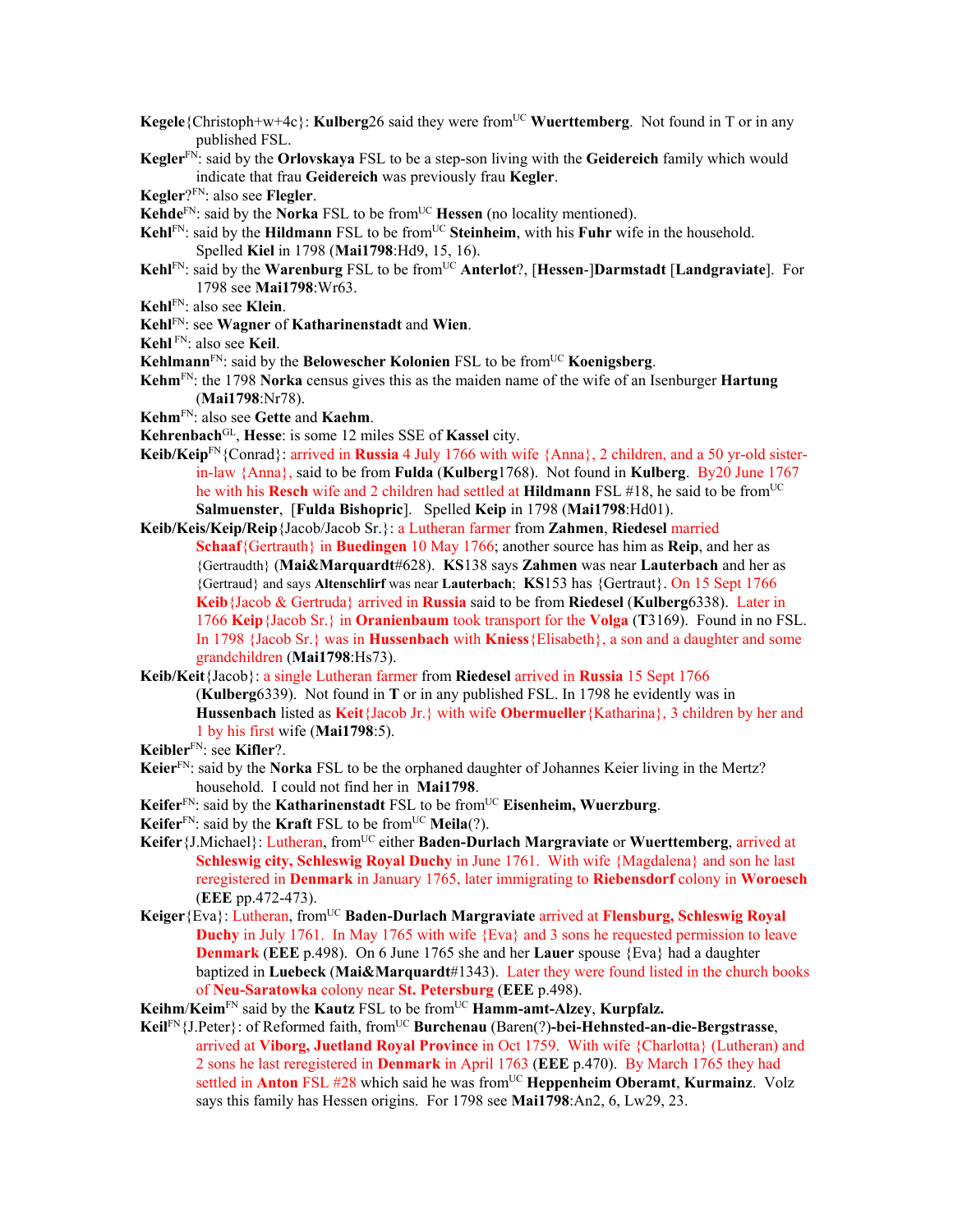**Kegele**{Christoph+w+4c}: **Kulberg**26 said they were from[UC] **Wuerttemberg**. Not found in T or in any published FSL.

**Kegler**[FN]: said by the **Orlovskaya** FSL to be a step-son living with the **Geidereich** family which would indicate that frau **Geidereich** was previously frau **Kegler**.

**Kegler**?[FN]: also see **Flegler**.

**Kehde**[FN]: said by the **Norka** FSL to be from[UC] **Hessen** (no locality mentioned).

**Kehl**[FN]: said by the **Hildmann** FSL to be from[UC] **Steinheim**, with his **Fuhr** wife in the household. Spelled **Kiel** in 1798 (**Mai1798**:Hd9, 15, 16).

**Kehl**[FN]: said by the **Warenburg** FSL to be from[UC] **Anterlot**?, [**Hessen**-]**Darmstadt** [**Landgraviate**]. For 1798 see **Mai1798**:Wr63.

**Kehl**[FN]: also see **Klein**.

**Kehl**[FN]: see **Wagner** of **Katharinenstadt** and **Wien**.

**Kehl** [FN]: also see **Keil**.

**Kehlmann**[FN]: said by the **Belowescher Kolonien** FSL to be from[UC] **Koenigsberg**.

**Kehm**[FN]: the 1798 **Norka** census gives this as the maiden name of the wife of an Isenburger **Hartung** (**Mai1798**:Nr78).

**Kehm**[FN]: also see **Gette** and **Kaehm**.

**Kehrenbach**[GL], **Hesse**: is some 12 miles SSE of **Kassel** city.

**Keib/Keip**[FN]{Conrad}: arrived in **Russia** 4 July 1766 with wife {Anna}, 2 children, and a 50 yr-old sister-in-law {Anna}, said to be from **Fulda** (**Kulberg**1768). Not found in **Kulberg**. By20 June 1767 he with his **Resch** wife and 2 children had settled at **Hildmann** FSL #18, he said to be from[UC] **Salmuenster**, [**Fulda Bishopric**]. Spelled **Keip** in 1798 (**Mai1798**:Hd01).

**Keib/Keis/Keip/Reip**{Jacob/Jacob Sr.}: a Lutheran farmer from **Zahmen**, **Riedesel** married **Schaaf**{Gertrauth} in **Buedingen** 10 May 1766; another source has him as **Reip**, and her as {Gertraudth} (**Mai&Marquardt**#628). **KS**138 says **Zahmen** was near **Lauterbach** and her as {Gertraud} and says **Altenschlirf** was near **Lauterbach**; **KS**153 has {Gertraut}. On 15 Sept 1766 **Keib**{Jacob & Gertruda} arrived in **Russia** said to be from **Riedesel** (**Kulberg**6338). Later in 1766 **Keip**{Jacob Sr.} in **Oranienbaum** took transport for the **Volga** (**T**3169). Found in no FSL. In 1798 {Jacob Sr.} was in **Hussenbach** with **Kniess**{Elisabeth}, a son and a daughter and some grandchildren (**Mai1798**:Hs73).

**Keib/Keit**{Jacob}: a single Lutheran farmer from **Riedesel** arrived in **Russia** 15 Sept 1766 (**Kulberg**6339). Not found in **T** or in any published FSL. In 1798 he evidently was in **Hussenbach** listed as **Keit**{Jacob Jr.} with wife **Obermueller**{Katharina}, 3 children by her and 1 by his first wife (**Mai1798**:5).

**Keibler**[FN]: see **Kifler**?.

**Keier**[FN]: said by the **Norka** FSL to be the orphaned daughter of Johannes Keier living in the Mertz? household. I could not find her in **Mai1798**.

**Keifer**[FN]: said by the **Katharinenstadt** FSL to be from[UC] **Eisenheim, Wuerzburg**.

**Keifer**[FN]: said by the **Kraft** FSL to be from[UC] **Meila**(?).

**Keifer**{J.Michael}: Lutheran, from[UC] either **Baden-Durlach Margraviate** or **Wuerttemberg**, arrived at **Schleswig city, Schleswig Royal Duchy** in June 1761. With wife {Magdalena} and son he last reregistered in **Denmark** in January 1765, later immigrating to **Riebensdorf** colony in **Woroesch** (**EEE** pp.472-473).

**Keiger**{Eva}: Lutheran, from[UC] **Baden-Durlach Margraviate** arrived at **Flensburg, Schleswig Royal Duchy** in July 1761. In May 1765 with wife {Eva} and 3 sons he requested permission to leave **Denmark** (**EEE** p.498). On 6 June 1765 she and her **Lauer** spouse {Eva} had a daughter baptized in **Luebeck** (**Mai&Marquardt**#1343). Later they were found listed in the church books of **Neu-Saratowka** colony near **St. Petersburg** (**EEE** p.498).

**Keihm**/**Keim**[FN] said by the **Kautz** FSL to be from[UC] **Hamm-amt-Alzey**, **Kurpfalz.**

**Keil**[FN]{J.Peter}: of Reformed faith, from[UC] **Burchenau** (Baren(?)**-bei-Hehnsted-an-die-Bergstrasse**, arrived at **Viborg, Juetland Royal Province** in Oct 1759. With wife {Charlotta} (Lutheran) and 2 sons he last reregistered in **Denmark** in April 1763 (**EEE** p.470). By March 1765 they had settled in **Anton** FSL #28 which said he was from[UC] **Heppenheim Oberamt**, **Kurmainz**. Volz says this family has Hessen origins. For 1798 see **Mai1798**:An2, 6, Lw29, 23.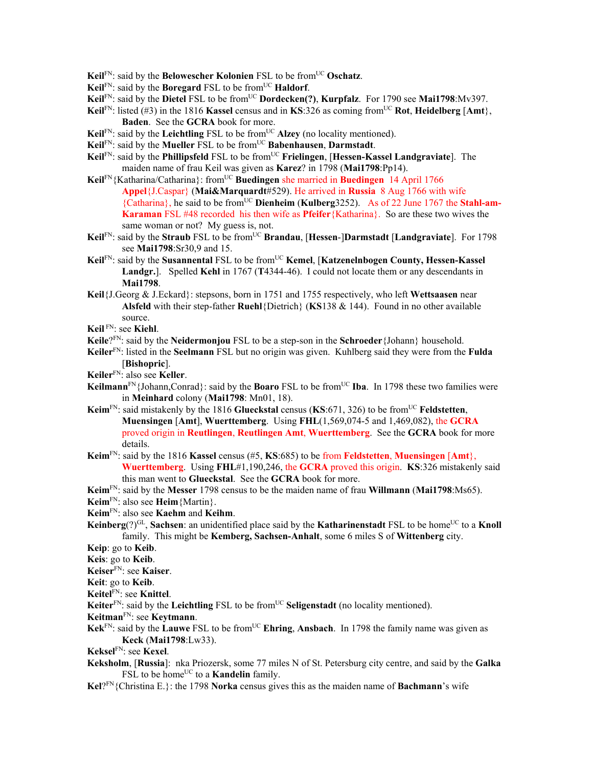**Keil**[FN]: said by the **Belowescher Kolonien** FSL to be from[UC] **Oschatz**.

**Keil**[FN]: said by the **Boregard** FSL to be from[UC] **Haldorf**.

**Keil**[FN]: said by the **Dietel** FSL to be from[UC] **Dordecken(?)**, **Kurpfalz**. For 1790 see **Mai1798**:Mv397.

**Keil**[FN]: listed (#3) in the 1816 **Kassel** census and in **KS**:326 as coming from[UC] **Rot**, **Heidelberg** [**Amt**], **Baden**. See the **GCRA** book for more.

**Keil**[FN]: said by the **Leichtling** FSL to be from[UC] **Alzey** (no locality mentioned).

**Keil**[FN]: said by the **Mueller** FSL to be from[UC] **Babenhausen**, **Darmstadt**.

**Keil**[FN]: said by the **Phillipsfeld** FSL to be from[UC] **Frielingen**, [**Hessen-Kassel Landgraviate**]. The maiden name of frau Keil was given as **Karez**? in 1798 (**Mai1798**:Pp14).

**Keil**[FN]{Katharina/Catharina}: from[UC] **Buedingen** she married in **Buedingen** 14 April 1766 **Appel**{J.Caspar} (**Mai&Marquardt**#529). He arrived in **Russia** 8 Aug 1766 with wife {Catharina}, he said to be from[UC] **Dienheim** (**Kulberg**3252). As of 22 June 1767 the **Stahl-am-Karaman** FSL #48 recorded his then wife as **Pfeifer**{Katharina}. So are these two wives the same woman or not? My guess is, not.

**Keil**[FN]: said by the **Straub** FSL to be from[UC] **Brandau**, [**Hessen-**]**Darmstadt** [**Landgraviate**]. For 1798 see **Mai1798**:Sr30,9 and 15.

**Keil**[FN]: said by the **Susannental** FSL to be from[UC] **Kemel**, [**Katzenelnbogen County, Hessen-Kassel Landgr.**]. Spelled **Kehl** in 1767 (**T**4344-46). I could not locate them or any descendants in **Mai1798**.

**Keil**{J.Georg & J.Eckard}: stepsons, born in 1751 and 1755 respectively, who left **Wettsaasen** near **Alsfeld** with their step-father **Ruehl**{Dietrich} (**KS**138 & 144). Found in no other available source.

**Keil** [FN]: see **Kiehl**.

**Keile**?[FN]: said by the **Neidermonjou** FSL to be a step-son in the **Schroeder**{Johann} household.

**Keiler**[FN]: listed in the **Seelmann** FSL but no origin was given. Kuhlberg said they were from the **Fulda** [**Bishopric**].

**Keiler**[FN]: also see **Keller**.

**Keilmann**[FN]{Johann,Conrad}: said by the **Boaro** FSL to be from[UC] **Iba**. In 1798 these two families were in **Meinhard** colony (**Mai1798**: Mn01, 18).

**Keim**[FN]: said mistakenly by the 1816 **Glueckstal** census (**KS**:671, 326) to be from[UC] **Feldstetten**, **Muensingen** [**Amt**], **Wuerttemberg**. Using **FHL**(1,569,074-5 and 1,469,082), the **GCRA** proved origin in **Reutlingen**, **Reutlingen Amt**, **Wuerttemberg**. See the **GCRA** book for more details.

**Keim**[FN]: said by the 1816 **Kassel** census (#5, **KS**:685) to be from **Feldstetten**, **Muensingen** [**Amt**}, **Wuerttemberg**. Using **FHL**#1,190,246, the **GCRA** proved this origin. **KS**:326 mistakenly said this man went to **Glueckstal**. See the **GCRA** book for more.

**Keim**[FN]: said by the **Messer** 1798 census to be the maiden name of frau **Willmann** (**Mai1798**:Ms65).

**Keim**[FN]: also see **Heim**{Martin}.

**Keim**[FN]: also see **Kaehm** and **Keihm**.

**Keinberg**(?)[GL], **Sachsen**: an unidentified place said by the **Katharinenstadt** FSL to be home[UC] to a **Knoll** family. This might be **Kemberg, Sachsen-Anhalt**, some 6 miles S of **Wittenberg** city.

**Keip**: go to **Keib**.

**Keis**: go to **Keib**.

**Keiser**[FN]: see **Kaiser**.

**Keit**: go to **Keib**.

**Keitel**[FN]: see **Knittel**.

**Keiter**[FN]: said by the **Leichtling** FSL to be from[UC] **Seligenstadt** (no locality mentioned).

**Keitman**[FN]: see **Keytmann**.

**Kek**[FN]: said by the **Lauwe** FSL to be from[UC] **Ehring**, **Ansbach**. In 1798 the family name was given as **Keck** (**Mai1798**:Lw33).

**Keksel**[FN]: see **Kexel**.

**Keksholm**, [**Russia**]: nka Priozersk, some 77 miles N of St. Petersburg city centre, and said by the **Galka** FSL to be home[UC] to a **Kandelin** family.

**Kel**?[FN]{Christina E.}: the 1798 **Norka** census gives this as the maiden name of **Bachmann**'s wife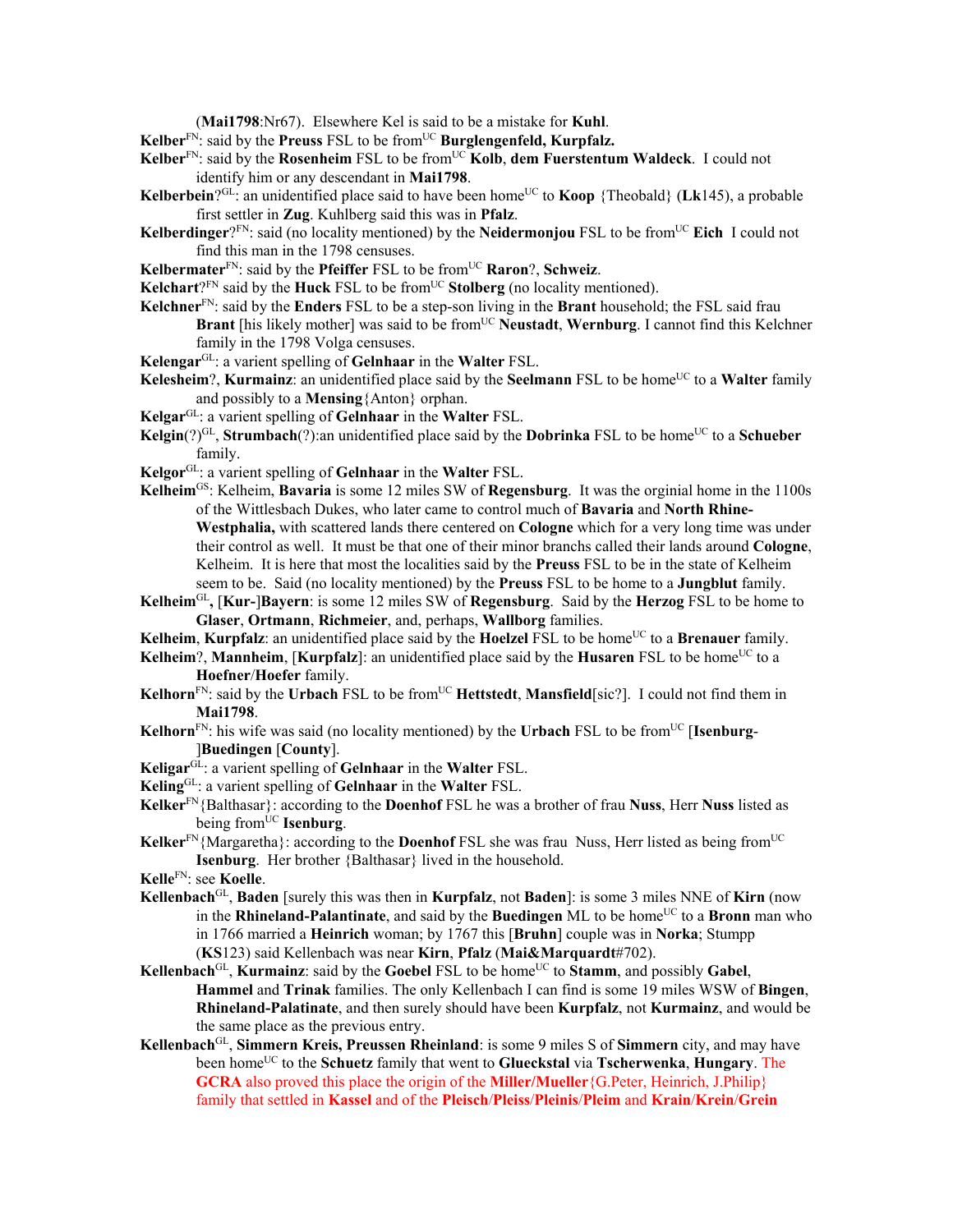(**Mai1798**:Nr67). Elsewhere Kel is said to be a mistake for **Kuhl**.

**Kelber**[FN]: said by the **Preuss** FSL to be from[UC] **Burglengenfeld, Kurpfalz.**

**Kelber**[FN]: said by the **Rosenheim** FSL to be from[UC] **Kolb**, **dem Fuerstentum Waldeck**. I could not identify him or any descendant in **Mai1798**.

**Kelberbein**?[GL]: an unidentified place said to have been home[UC] to **Koop** {Theobald} (**Lk**145), a probable first settler in **Zug**. Kuhlberg said this was in **Pfalz**.

**Kelberdinger**?[FN]: said (no locality mentioned) by the **Neidermonjou** FSL to be from[UC] **Eich** I could not find this man in the 1798 censuses.

**Kelbermater**[FN]: said by the **Pfeiffer** FSL to be from[UC] **Raron**?, **Schweiz**.

**Kelchart**?[FN] said by the **Huck** FSL to be from[UC] **Stolberg** (no locality mentioned).

**Kelchner**[FN]: said by the **Enders** FSL to be a step-son living in the **Brant** household; the FSL said frau **Brant** [his likely mother] was said to be from[UC] **Neustadt**, **Wernburg**. I cannot find this Kelchner family in the 1798 Volga censuses.

**Kelengar**[GL]: a varient spelling of **Gelnhaar** in the **Walter** FSL.

**Kelesheim**?, **Kurmainz**: an unidentified place said by the **Seelmann** FSL to be home[UC] to a **Walter** family and possibly to a **Mensing**{Anton} orphan.

**Kelgar**[GL]: a varient spelling of **Gelnhaar** in the **Walter** FSL.

**Kelgin**(?)[GL], **Strumbach**(?):an unidentified place said by the **Dobrinka** FSL to be home[UC] to a **Schueber** family.

**Kelgor**[GL]: a varient spelling of **Gelnhaar** in the **Walter** FSL.

**Kelheim**[GS]: Kelheim, **Bavaria** is some 12 miles SW of **Regensburg**. It was the orginial home in the 1100s of the Wittlesbach Dukes, who later came to control much of **Bavaria** and **North Rhine-Westphalia,** with scattered lands there centered on **Cologne** which for a very long time was under their control as well. It must be that one of their minor branchs called their lands around **Cologne**, Kelheim. It is here that most the localities said by the **Preuss** FSL to be in the state of Kelheim seem to be. Said (no locality mentioned) by the **Preuss** FSL to be home to a **Jungblut** family.

**Kelheim**[GL]**,** [**Kur-**]**Bayern**: is some 12 miles SW of **Regensburg**. Said by the **Herzog** FSL to be home to **Glaser**, **Ortmann**, **Richmeier**, and, perhaps, **Wallborg** families.

**Kelheim**, **Kurpfalz**: an unidentified place said by the **Hoelzel** FSL to be home[UC] to a **Brenauer** family.

**Kelheim**?, **Mannheim**, [**Kurpfalz**]: an unidentified place said by the **Husaren** FSL to be home[UC] to a **Hoefner**/**Hoefer** family.

**Kelhorn**[FN]: said by the **Urbach** FSL to be from[UC] **Hettstedt**, **Mansfield**[sic?]. I could not find them in **Mai1798**.

**Kelhorn**[FN]: his wife was said (no locality mentioned) by the **Urbach** FSL to be from[UC] [**Isenburg-**]**Buedingen** [**County**].

**Keligar**[GL]: a varient spelling of **Gelnhaar** in the **Walter** FSL.

**Keling**[GL]: a varient spelling of **Gelnhaar** in the **Walter** FSL.

**Kelker**[FN]{Balthasar}: according to the **Doenhof** FSL he was a brother of frau **Nuss**, Herr **Nuss** listed as being from[UC] **Isenburg**.

**Kelker**[FN]{Margaretha}: according to the **Doenhof** FSL she was frau Nuss, Herr listed as being from[UC] **Isenburg**. Her brother {Balthasar} lived in the household.

**Kelle**[FN]: see **Koelle**.

**Kellenbach**[GL], **Baden** [surely this was then in **Kurpfalz**, not **Baden**]: is some 3 miles NNE of **Kirn** (now in the **Rhineland-Palantinate**, and said by the **Buedingen** ML to be home[UC] to a **Bronn** man who in 1766 married a **Heinrich** woman; by 1767 this [**Bruhn**] couple was in **Norka**; Stumpp (**KS**123) said Kellenbach was near **Kirn**, **Pfalz** (**Mai&Marquardt**#702).

**Kellenbach**[GL], **Kurmainz**: said by the **Goebel** FSL to be home[UC] to **Stamm**, and possibly **Gabel**, **Hammel** and **Trinak** families. The only Kellenbach I can find is some 19 miles WSW of **Bingen**, **Rhineland-Palatinate**, and then surely should have been **Kurpfalz**, not **Kurmainz**, and would be the same place as the previous entry.

**Kellenbach**[GL], **Simmern Kreis, Preussen Rheinland**: is some 9 miles S of **Simmern** city, and may have been home[UC] to the **Schuetz** family that went to **Glueckstal** via **Tscherwenka**, **Hungary**. The **GCRA** also proved this place the origin of the **Miller/Mueller**{G.Peter, Heinrich, J.Philip} family that settled in **Kassel** and of the **Pleisch**/**Pleiss**/**Pleinis**/**Pleim** and **Krain**/**Krein**/**Grein**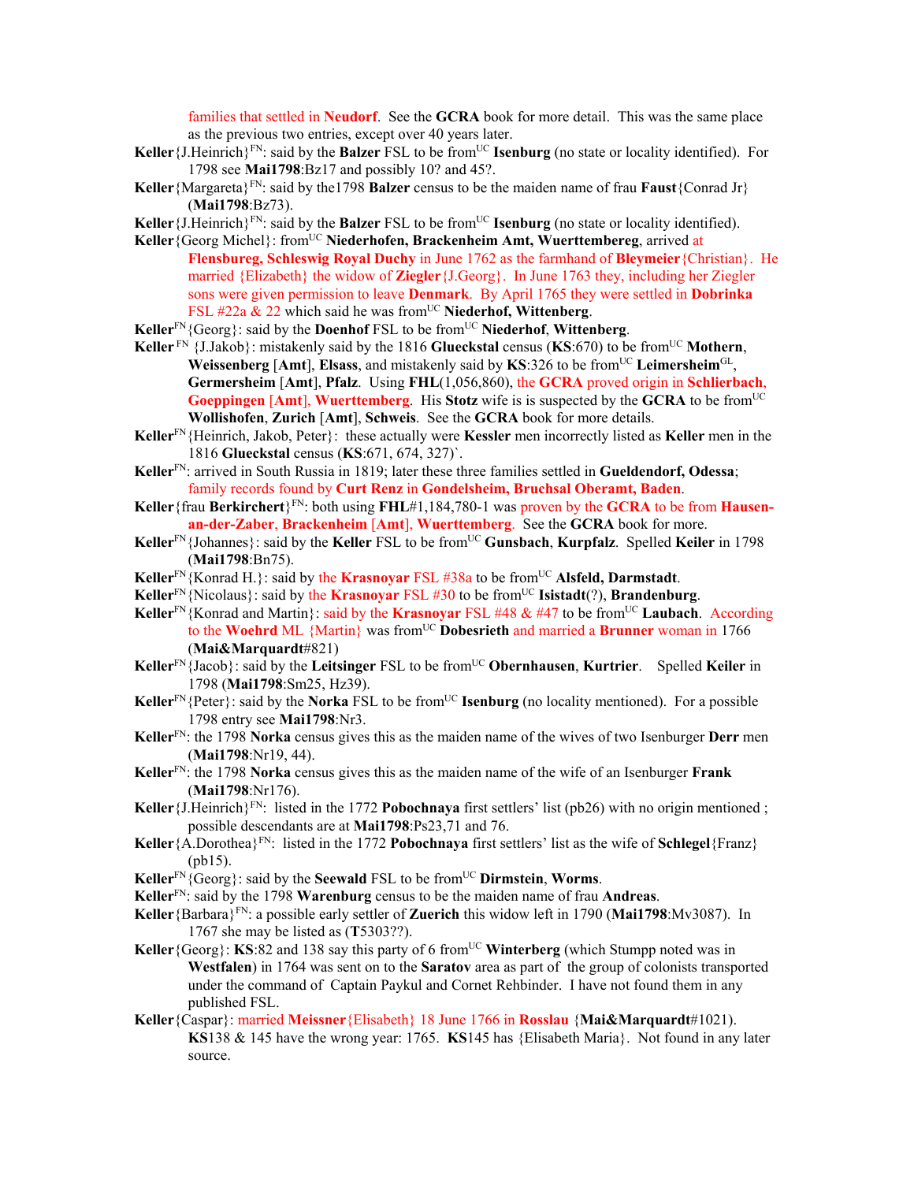families that settled in **Neudorf**. See the **GCRA** book for more detail. This was the same place as the previous two entries, except over 40 years later.

**Keller**{J.Heinrich}[FN]: said by the **Balzer** FSL to be from[UC] **Isenburg** (no state or locality identified). For 1798 see **Mai1798**:Bz17 and possibly 10? and 45?.

**Keller**{Margareta}[FN]: said by the1798 **Balzer** census to be the maiden name of frau **Faust**{Conrad Jr} (**Mai1798**:Bz73).

**Keller**{J.Heinrich}[FN]: said by the **Balzer** FSL to be from[UC] **Isenburg** (no state or locality identified).

**Keller**{Georg Michel}: from[UC] **Niederhofen, Brackenheim Amt, Wuerttembereg**, arrived at **Flensbureg, Schleswig Royal Duchy** in June 1762 as the farmhand of **Bleymeier**{Christian}. He married {Elizabeth} the widow of **Ziegler**{J.Georg}. In June 1763 they, including her Ziegler sons were given permission to leave **Denmark**. By April 1765 they were settled in **Dobrinka** FSL #22a & 22 which said he was from[UC] **Niederhof, Wittenberg**.

**Keller**[FN]{Georg}: said by the **Doenhof** FSL to be from[UC] **Niederhof**, **Wittenberg**.

**Keller** [FN] {J.Jakob}: mistakenly said by the 1816 **Glueckstal** census (**KS**:670) to be from[UC] **Mothern**, **Weissenberg** [**Amt**], **Elsass**, and mistakenly said by **KS**:326 to be from[UC] **Leimersheim**[GL], **Germersheim** [**Amt**], **Pfalz**. Using **FHL**(1,056,860), the **GCRA** proved origin in **Schlierbach, Goeppingen** [**Amt**], **Wuerttemberg**. His **Stotz** wife is is suspected by the **GCRA** to be from[UC] **Wollishofen**, **Zurich** [**Amt**], **Schweis**. See the **GCRA** book for more details.

**Keller**[FN]{Heinrich, Jakob, Peter}: these actually were **Kessler** men incorrectly listed as **Keller** men in the 1816 **Glueckstal** census (**KS**:671, 674, 327)`.

**Keller**[FN]: arrived in South Russia in 1819; later these three families settled in **Gueldendorf, Odessa**; family records found by **Curt Renz** in **Gondelsheim, Bruchsal Oberamt, Baden**.

**Keller**{frau **Berkirchert**}[FN]: both using **FHL**#1,184,780-1 was proven by the **GCRA** to be from **Hausen-an-der-Zaber**, **Brackenheim** [**Amt**], **Wuerttemberg**. See the **GCRA** book for more.

**Keller**[FN]{Johannes}: said by the **Keller** FSL to be from[UC] **Gunsbach**, **Kurpfalz**. Spelled **Keiler** in 1798 (**Mai1798**:Bn75).

**Keller**[FN]{Konrad H.}: said by the **Krasnoyar** FSL #38a to be from[UC] **Alsfeld, Darmstadt**.

**Keller**[FN]{Nicolaus}: said by the **Krasnoyar** FSL #30 to be from[UC] **Isistadt**(?), **Brandenburg**.

**Keller**[FN]{Konrad and Martin}: said by the **Krasnoyar** FSL #48 & #47 to be from[UC] **Laubach**. According to the **Woehrd** ML {Martin} was from[UC] **Dobesrieth** and married a **Brunner** woman in 1766 (**Mai&Marquardt**#821)

**Keller**[FN]{Jacob}: said by the **Leitsinger** FSL to be from[UC] **Obernhausen**, **Kurtrier**. Spelled **Keiler** in 1798 (**Mai1798**:Sm25, Hz39).

**Keller**[FN]{Peter}: said by the **Norka** FSL to be from[UC] **Isenburg** (no locality mentioned). For a possible 1798 entry see **Mai1798**:Nr3.

**Keller**[FN]: the 1798 **Norka** census gives this as the maiden name of the wives of two Isenburger **Derr** men (**Mai1798**:Nr19, 44).

**Keller**[FN]: the 1798 **Norka** census gives this as the maiden name of the wife of an Isenburger **Frank** (**Mai1798**:Nr176).

**Keller**{J.Heinrich}[FN]: listed in the 1772 **Pobochnaya** first settlers' list (pb26) with no origin mentioned ; possible descendants are at **Mai1798**:Ps23,71 and 76.

**Keller**{A.Dorothea}[FN]: listed in the 1772 **Pobochnaya** first settlers' list as the wife of **Schlegel**{Franz} (pb15).

**Keller**[FN]{Georg}: said by the **Seewald** FSL to be from[UC] **Dirmstein**, **Worms**.

**Keller**[FN]: said by the 1798 **Warenburg** census to be the maiden name of frau **Andreas**.

**Keller**{Barbara}[FN]: a possible early settler of **Zuerich** this widow left in 1790 (**Mai1798**:Mv3087). In 1767 she may be listed as (**T**5303??).

**Keller**{Georg}: **KS**:82 and 138 say this party of 6 from[UC] **Winterberg** (which Stumpp noted was in **Westfalen**) in 1764 was sent on to the **Saratov** area as part of the group of colonists transported under the command of Captain Paykul and Cornet Rehbinder. I have not found them in any published FSL.

**Keller**{Caspar}: married **Meissner**{Elisabeth} 18 June 1766 in **Rosslau** {**Mai&Marquardt**#1021). **KS**138 & 145 have the wrong year: 1765. **KS**145 has {Elisabeth Maria}. Not found in any later source.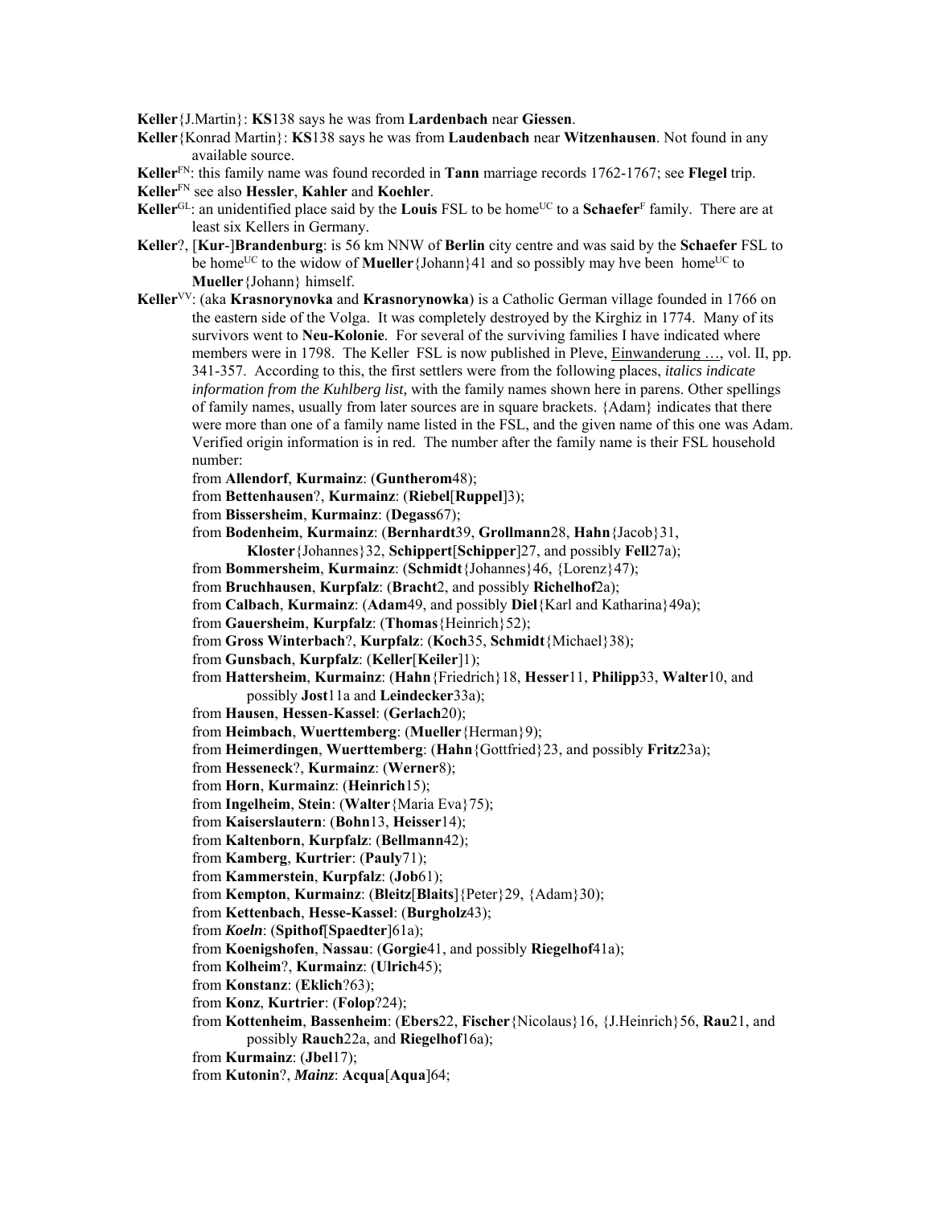**Keller**{J.Martin}: **KS**138 says he was from **Lardenbach** near **Giessen**.

**Keller**{Konrad Martin}: **KS**138 says he was from **Laudenbach** near **Witzenhausen**. Not found in any available source.

**Keller**FN: this family name was found recorded in **Tann** marriage records 1762-1767; see **Flegel** trip.

**Keller**FN see also **Hessler**, **Kahler** and **Koehler**.

**Keller**GL: an unidentified place said by the **Louis** FSL to be homeUC to a **Schaefer**F family. There are at least six Kellers in Germany.

**Keller**?, [**Kur**-]**Brandenburg**: is 56 km NNW of **Berlin** city centre and was said by the **Schaefer** FSL to be homeUC to the widow of **Mueller**{Johann}41 and so possibly may hve been homeUC to **Mueller**{Johann} himself.

**Keller**VV: (aka **Krasnorynovka** and **Krasnorynowka**) is a Catholic German village founded in 1766 on the eastern side of the Volga. It was completely destroyed by the Kirghiz in 1774. Many of its survivors went to **Neu-Kolonie**. For several of the surviving families I have indicated where members were in 1798. The Keller FSL is now published in Pleve, Einwanderung …, vol. II, pp. 341-357. According to this, the first settlers were from the following places, *italics indicate information from the Kuhlberg list,* with the family names shown here in parens. Other spellings of family names, usually from later sources are in square brackets. {Adam} indicates that there were more than one of a family name listed in the FSL, and the given name of this one was Adam. Verified origin information is in red. The number after the family name is their FSL household number:

- from **Allendorf**, **Kurmainz**: (**Guntherom**48);
- from **Bettenhausen**?, **Kurmainz**: (**Riebel**[**Ruppel**]3);
- from **Bissersheim**, **Kurmainz**: (**Degass**67);
- from **Bodenheim**, **Kurmainz**: (**Bernhardt**39, **Grollmann**28, **Hahn**{Jacob}31, **Kloster**{Johannes}32, **Schippert**[**Schipper**]27, and possibly **Fell**27a);
- from **Bommersheim**, **Kurmainz**: (**Schmidt**{Johannes}46, {Lorenz}47);
- from **Bruchhausen**, **Kurpfalz**: (**Bracht**2, and possibly **Richelhof**2a);
- from **Calbach**, **Kurmainz**: (**Adam**49, and possibly **Diel**{Karl and Katharina}49a);
- from **Gauersheim**, **Kurpfalz**: (**Thomas**{Heinrich}52);
- from **Gross Winterbach**?, **Kurpfalz**: (**Koch**35, **Schmidt**{Michael}38);
- from **Gunsbach**, **Kurpfalz**: (**Keller**[**Keiler**]1);
- from **Hattersheim**, **Kurmainz**: (**Hahn**{Friedrich}18, **Hesser**11, **Philipp**33, **Walter**10, and possibly **Jost**11a and **Leindecker**33a);
- from **Hausen**, **Hessen-Kassel**: (**Gerlach**20);
- from **Heimbach**, **Wuerttemberg**: (**Mueller**{Herman}9);
- from **Heimerdingen**, **Wuerttemberg**: (**Hahn**{Gottfried}23, and possibly **Fritz**23a);
- from **Hesseneck**?, **Kurmainz**: (**Werner**8);
- from **Horn**, **Kurmainz**: (**Heinrich**15);
- from **Ingelheim**, **Stein**: (**Walter**{Maria Eva}75);
- from **Kaiserslautern**: (**Bohn**13, **Heisser**14);
- from **Kaltenborn**, **Kurpfalz**: (**Bellmann**42);
- from **Kamberg**, **Kurtrier**: (**Pauly**71);
- from **Kammerstein**, **Kurpfalz**: (**Job**61);
- from **Kempton**, **Kurmainz**: (**Bleitz**[**Blaits**]{Peter}29, {Adam}30);
- from **Kettenbach**, **Hesse-Kassel**: (**Burgholz**43);
- from ***Koeln***: (**Spithof**[**Spaedter**]61a);
- from **Koenigshofen**, **Nassau**: (**Gorgie**41, and possibly **Riegelhof**41a);
- from **Kolheim**?, **Kurmainz**: (**Ulrich**45);
- from **Konstanz**: (**Eklich**?63);
- from **Konz**, **Kurtrier**: (**Folop**?24);
- from **Kottenheim**, **Bassenheim**: (**Ebers**22, **Fischer**{Nicolaus}16, {J.Heinrich}56, **Rau**21, and possibly **Rauch**22a, and **Riegelhof**16a);
- from **Kurmainz**: (**Jbel**17);
- from **Kutonin**?, ***Mainz***: **Acqua**[**Aqua**]64;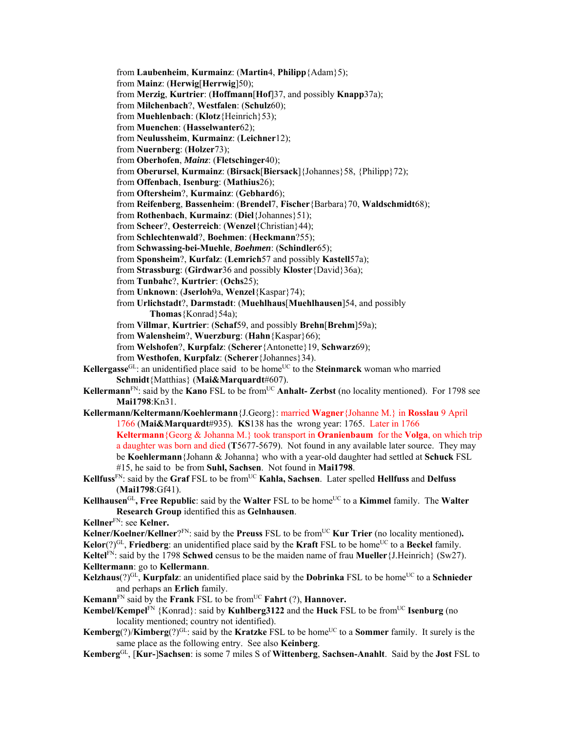from **Laubenheim**, **Kurmainz**: (**Martin**4, **Philipp**{Adam}5);
from **Mainz**: (**Herwig**[**Herrwig**]50);
from **Merzig**, **Kurtrier**: (**Hoffmann**[**Hof**]37, and possibly **Knapp**37a);
from **Milchenbach**?, **Westfalen**: (**Schulz**60);
from **Muehlenbach**: (**Klotz**{Heinrich}53);
from **Muenchen**: (**Hasselwanter**62);
from **Neulussheim**, **Kurmainz**: (**Leichner**12);
from **Nuernberg**: (**Holzer**73);
from **Oberhofen**, ***Mainz***: (**Fletschinger**40);
from **Oberursel**, **Kurmainz**: (**Birsack**[**Biersack**]{Johannes}58, {Philipp}72);
from **Offenbach**, **Isenburg**: (**Mathius**26);
from **Oftersheim**?, **Kurmainz**: (**Gebhard**6);
from **Reifenberg**, **Bassenheim**: (**Brendel**7, **Fischer**{Barbara}70, **Waldschmidt**68);
from **Rothenbach**, **Kurmainz**: (**Diel**{Johannes}51);
from **Scheer**?, **Oesterreich**: (**Wenzel**{Christian}44);
from **Schlechtenwald**?, **Boehmen**: (**Heckmann**?55);
from **Schwassing-bei-Muehle**, ***Boehmen***: (**Schindler**65);
from **Sponsheim**?, **Kurfalz**: (**Lemrich**57 and possibly **Kastell**57a);
from **Strassburg**: (**Girdwar**36 and possibly **Kloster**{David}36a);
from **Tunbahc**?, **Kurtrier**: (**Ochs**25);
from **Unknown**: (**Jserloh**9a, **Wenzel**{Kaspar}74);
from **Urlichstadt**?, **Darmstadt**: (**Muehlhaus**[**Muehlhausen**]54, and possibly **Thomas**{Konrad}54a);
from **Villmar**, **Kurtrier**: (**Schaf**59, and possibly **Brehn**[**Brehm**]59a);
from **Walensheim**?, **Wuerzburg**: (**Hahn**{Kaspar}66);
from **Welshofen**?, **Kurpfalz**: (**Scherer**{Antonette}19, **Schwarz**69);
from **Westhofen**, **Kurpfalz**: (**Scherer**{Johannes}34).

**Kellergasse**[GL]: an unidentified place said to be home[UC] to the **Steinmarck** woman who married **Schmidt**{Matthias} (**Mai&Marquardt**#607).

**Kellermann**[FN]: said by the **Kano** FSL to be from[UC] **Anhalt- Zerbst** (no locality mentioned). For 1798 see **Mai1798**:Kn31.

**Kellermann/Keltermann/Koehlermann**{J.Georg}: married **Wagner**{Johanne M.} in **Rosslau** 9 April 1766 (**Mai&Marquardt**#935). **KS**138 has the wrong year: 1765. Later in 1766 **Keltermann**{Georg & Johanna M.} took transport in **Oranienbaum** for the **Volga**, on which trip a daughter was born and died (**T**5677-5679). Not found in any available later source. They may be **Koehlermann**{Johann & Johanna} who with a year-old daughter had settled at **Schuck** FSL #15, he said to be from **Suhl, Sachsen**. Not found in **Mai1798**.

**Kellfuss**[FN]: said by the **Graf** FSL to be from[UC] **Kahla, Sachsen**. Later spelled **Hellfuss** and **Delfuss** (**Mai1798**:Gf41).

**Kellhausen**[GL]**, Free Republic**: said by the **Walter** FSL to be home[UC] to a **Kimmel** family. The **Walter Research Group** identified this as **Gelnhausen**.

**Kellner**[FN]: see **Kelner.**

**Kelner/Koelner/Kellner**?[FN]: said by the **Preuss** FSL to be from[UC] **Kur Trier** (no locality mentioned)**.**

**Kelor**(?)[GL], **Friedberg**: an unidentified place said by the **Kraft** FSL to be home[UC] to a **Beckel** family.

**Keltel**[FN]: said by the 1798 **Schwed** census to be the maiden name of frau **Mueller**{J.Heinrich} (Sw27).

**Kelltermann**: go to **Kellermann**.

**Kelzhaus**(?)[GL], **Kurpfalz**: an unidentified place said by the **Dobrinka** FSL to be home[UC] to a **Schnieder** and perhaps an **Erlich** family.

**Kemann**[FN] said by the **Frank** FSL to be from[UC] **Fahrt** (?), **Hannover.**

**Kembel/Kempel**[FN] {Konrad}: said by **Kuhlberg3122** and the **Huck** FSL to be from[UC] **Isenburg** (no locality mentioned; country not identified).

**Kemberg**(?)/**Kimberg**(?)[GL]: said by the **Kratzke** FSL to be home[UC] to a **Sommer** family. It surely is the same place as the following entry. See also **Keinberg**.

**Kemberg**[GL], [**Kur-**]**Sachsen**: is some 7 miles S of **Wittenberg**, **Sachsen-Anahlt**. Said by the **Jost** FSL to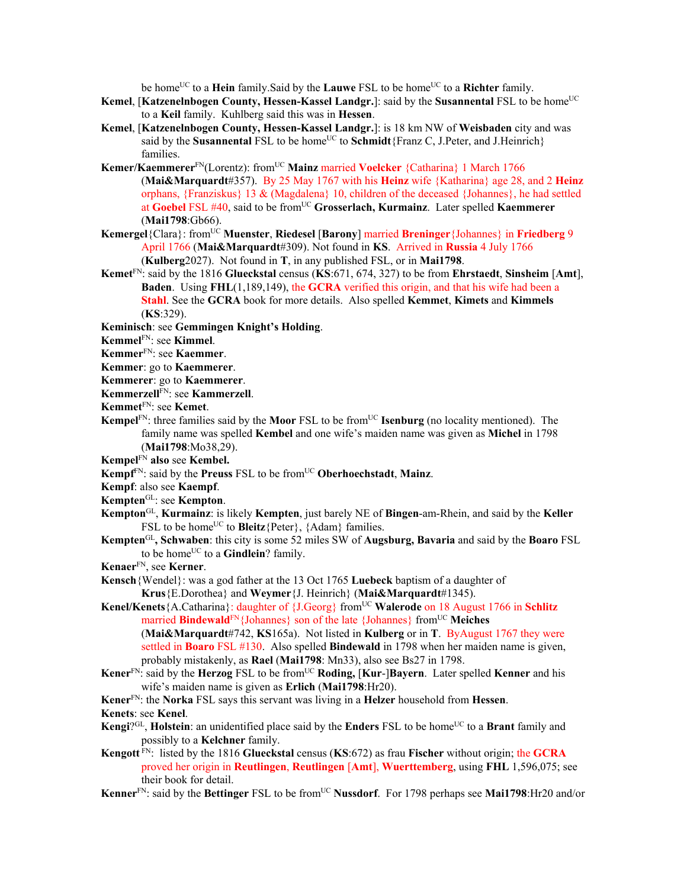be home[UC] to a **Hein** family.Said by the **Lauwe** FSL to be home[UC] to a **Richter** family.

**Kemel**, [**Katzenelnbogen County, Hessen-Kassel Landgr.**]: said by the **Susannental** FSL to be home[UC] to a **Keil** family. Kuhlberg said this was in **Hessen**.

**Kemel**, [**Katzenelnbogen County, Hessen-Kassel Landgr.**]: is 18 km NW of **Weisbaden** city and was said by the **Susannental** FSL to be home[UC] to **Schmidt**{Franz C, J.Peter, and J.Heinrich} families.

**Kemer/Kaemmerer**[FN](Lorentz): from[UC] **Mainz** married **Voelcker** {Catharina} 1 March 1766 (**Mai&Marquardt**#357). By 25 May 1767 with his **Heinz** wife {Katharina} age 28, and 2 **Heinz** orphans, {Franziskus} 13 & (Magdalena} 10, children of the deceased {Johannes}, he had settled at **Goebel** FSL #40, said to be from[UC] **Grosserlach, Kurmainz**. Later spelled **Kaemmerer** (**Mai1798**:Gb66).

**Kemergel**{Clara}: from[UC] **Muenster**, **Riedesel** [**Barony**] married **Breninger**{Johannes} in **Friedberg** 9 April 1766 (**Mai&Marquardt**#309). Not found in **KS**. Arrived in **Russia** 4 July 1766 (**Kulberg**2027). Not found in **T**, in any published FSL, or in **Mai1798**.

**Kemet**[FN]: said by the 1816 **Glueckstal** census (**KS**:671, 674, 327) to be from **Ehrstaedt**, **Sinsheim** [**Amt**], **Baden**. Using **FHL**(1,189,149), the **GCRA** verified this origin, and that his wife had been a **Stahl**. See the **GCRA** book for more details. Also spelled **Kemmet**, **Kimets** and **Kimmels** (**KS**:329).

**Keminisch**: see **Gemmingen Knight's Holding**.

**Kemmel**[FN]: see **Kimmel**.

**Kemmer**[FN]: see **Kaemmer**.

**Kemmer**: go to **Kaemmerer**.

**Kemmerer**: go to **Kaemmerer**.

**Kemmerzell**[FN]: see **Kammerzell**.

**Kemmet**[FN]: see **Kemet**.

**Kempel**[FN]: three families said by the **Moor** FSL to be from[UC] **Isenburg** (no locality mentioned). The family name was spelled **Kembel** and one wife's maiden name was given as **Michel** in 1798 (**Mai1798**:Mo38,29).

**Kempel**[FN] **also** see **Kembel.**

**Kempf**[FN]: said by the **Preuss** FSL to be from[UC] **Oberhoechstadt**, **Mainz**.

**Kempf**: also see **Kaempf**.

**Kempten**[GL]: see **Kempton**.

**Kempton**[GL], **Kurmainz**: is likely **Kempten**, just barely NE of **Bingen**-am-Rhein, and said by the **Keller** FSL to be home[UC] to **Bleitz**{Peter}, {Adam} families.

**Kempten**[GL]**, Schwaben**: this city is some 52 miles SW of **Augsburg, Bavaria** and said by the **Boaro** FSL to be home[UC] to a **Gindlein**? family.

**Kenaer**[FN], see **Kerner**.

**Kensch**{Wendel}: was a god father at the 13 Oct 1765 **Luebeck** baptism of a daughter of **Krus**{E.Dorothea} and **Weymer**{J. Heinrich} (**Mai&Marquardt**#1345).

**Kenel/Kenets**{A.Catharina}: daughter of {J.Georg} from[UC] **Walerode** on 18 August 1766 in **Schlitz** married **Bindewald**[FN]{Johannes} son of the late {Johannes} from[UC] **Meiches** (**Mai&Marquardt**#742, **KS**165a). Not listed in **Kulberg** or in **T**. ByAugust 1767 they were settled in **Boaro** FSL #130. Also spelled **Bindewald** in 1798 when her maiden name is given, probably mistakenly, as **Rael** (**Mai1798**: Mn33), also see Bs27 in 1798.

**Kener**[FN]: said by the **Herzog** FSL to be from[UC] **Roding,** [**Kur**-]**Bayern**. Later spelled **Kenner** and his wife's maiden name is given as **Erlich** (**Mai1798**:Hr20).

**Kener**[FN]: the **Norka** FSL says this servant was living in a **Helzer** household from **Hessen**.

**Kenets**: see **Kenel**.

**Kengi**?[GL], **Holstein**: an unidentified place said by the **Enders** FSL to be home[UC] to a **Brant** family and possibly to a **Kelchner** family.

**Kengott** [FN]: listed by the 1816 **Glueckstal** census (**KS**:672) as frau **Fischer** without origin; the **GCRA** proved her origin in **Reutlingen**, **Reutlingen** [**Amt**], **Wuerttemberg**, using **FHL** 1,596,075; see their book for detail.

**Kenner**[FN]: said by the **Bettinger** FSL to be from[UC] **Nussdorf**. For 1798 perhaps see **Mai1798**:Hr20 and/or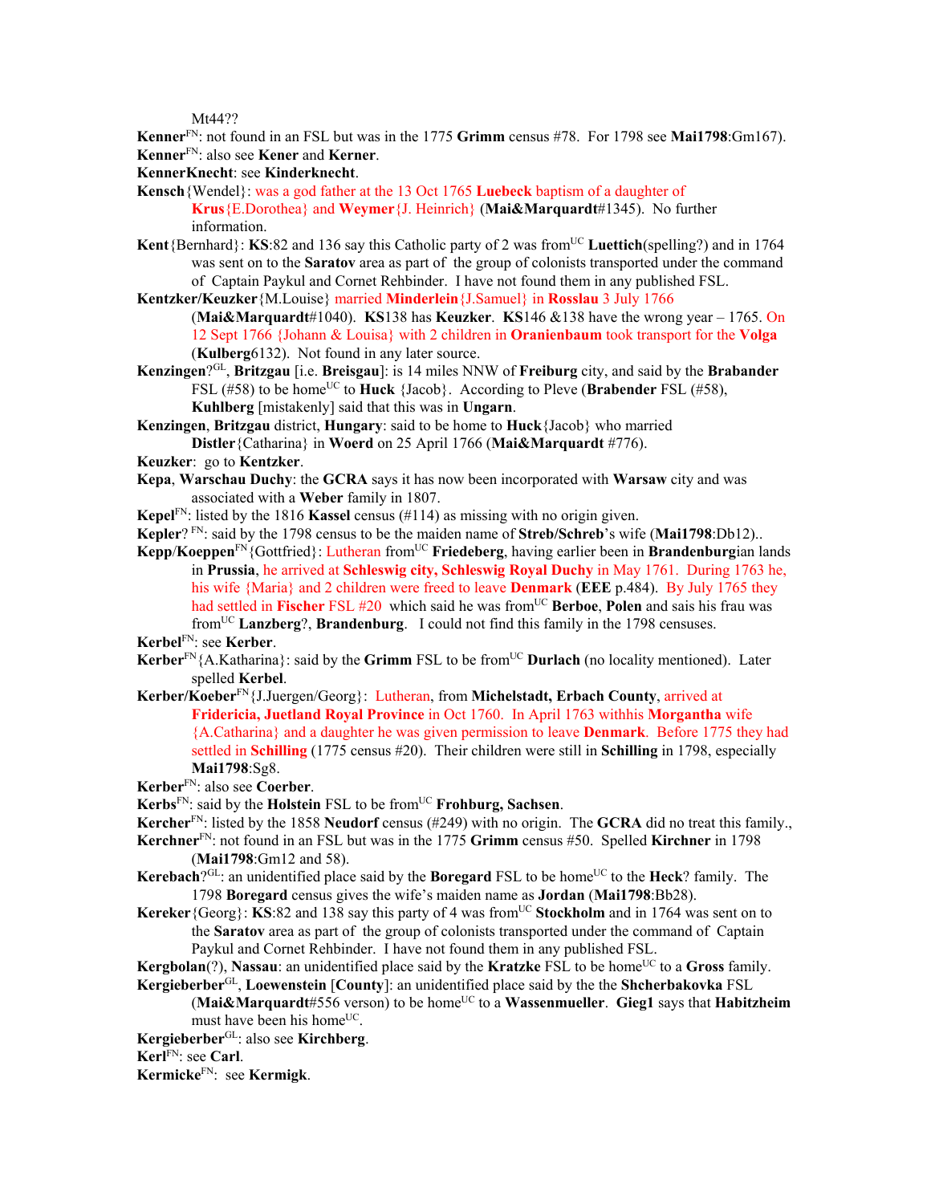Mt44??

**Kenner**[FN]: not found in an FSL but was in the 1775 **Grimm** census #78. For 1798 see **Mai1798**:Gm167).

**Kenner**[FN]: also see **Kener** and **Kerner**.

**KennerKnecht**: see **Kinderknecht**.

**Kensch**{Wendel}: was a god father at the 13 Oct 1765 **Luebeck** baptism of a daughter of **Krus**{E.Dorothea} and **Weymer**{J. Heinrich} (**Mai&Marquardt**#1345). No further information.

**Kent**{Bernhard}: **KS**:82 and 136 say this Catholic party of 2 was from[UC] **Luettich**(spelling?) and in 1764 was sent on to the **Saratov** area as part of the group of colonists transported under the command of Captain Paykul and Cornet Rehbinder. I have not found them in any published FSL.

**Kentzker/Keuzker**{M.Louise} married **Minderlein**{J.Samuel} in **Rosslau** 3 July 1766 (**Mai&Marquardt**#1040). **KS**138 has **Keuzker**. **KS**146 &138 have the wrong year – 1765. On 12 Sept 1766 {Johann & Louisa} with 2 children in **Oranienbaum** took transport for the **Volga** (**Kulberg**6132). Not found in any later source.

**Kenzingen**?[GL], **Britzgau** [i.e. **Breisgau**]: is 14 miles NNW of **Freiburg** city, and said by the **Brabander** FSL (#58) to be home[UC] to **Huck** {Jacob}. According to Pleve (**Brabender** FSL (#58), **Kuhlberg** [mistakenly] said that this was in **Ungarn**.

**Kenzingen**, **Britzgau** district, **Hungary**: said to be home to **Huck**{Jacob} who married **Distler**{Catharina} in **Woerd** on 25 April 1766 (**Mai&Marquardt** #776).

**Keuzker**: go to **Kentzker**.

**Kepa**, **Warschau Duchy**: the **GCRA** says it has now been incorporated with **Warsaw** city and was associated with a **Weber** family in 1807.

**Kepel**[FN]: listed by the 1816 **Kassel** census (#114) as missing with no origin given.

**Kepler**? [FN]: said by the 1798 census to be the maiden name of **Streb/Schreb**'s wife (**Mai1798**:Db12)..

**Kepp**/**Koeppen**[FN]{Gottfried}: Lutheran from[UC] **Friedeberg**, having earlier been in **Brandenburg**ian lands in **Prussia**, he arrived at **Schleswig city, Schleswig Royal Duchy** in May 1761. During 1763 he, his wife {Maria} and 2 children were freed to leave **Denmark** (**EEE** p.484). By July 1765 they had settled in **Fischer** FSL #20 which said he was from[UC] **Berboe**, **Polen** and sais his frau was from[UC] **Lanzberg**?, **Brandenburg**. I could not find this family in the 1798 censuses.

**Kerbel**[FN]: see **Kerber**.

**Kerber**[FN]{A.Katharina}: said by the **Grimm** FSL to be from[UC] **Durlach** (no locality mentioned). Later spelled **Kerbel**.

**Kerber/Koeber**[FN]{J.Juergen/Georg}: Lutheran, from **Michelstadt, Erbach County**, arrived at **Fridericia, Juetland Royal Province** in Oct 1760. In April 1763 withhis **Morgantha** wife {A.Catharina} and a daughter he was given permission to leave **Denmark**. Before 1775 they had settled in **Schilling** (1775 census #20). Their children were still in **Schilling** in 1798, especially **Mai1798**:Sg8.

**Kerber**[FN]: also see **Coerber**.

**Kerbs**[FN]: said by the **Holstein** FSL to be from[UC] **Frohburg, Sachsen**.

**Kercher**[FN]: listed by the 1858 **Neudorf** census (#249) with no origin. The **GCRA** did no treat this family.,

**Kerchner**[FN]: not found in an FSL but was in the 1775 **Grimm** census #50. Spelled **Kirchner** in 1798 (**Mai1798**:Gm12 and 58).

**Kerebach**?[GL]: an unidentified place said by the **Boregard** FSL to be home[UC] to the **Heck**? family. The 1798 **Boregard** census gives the wife's maiden name as **Jordan** (**Mai1798**:Bb28).

**Kereker**{Georg}: **KS**:82 and 138 say this party of 4 was from[UC] **Stockholm** and in 1764 was sent on to the **Saratov** area as part of the group of colonists transported under the command of Captain Paykul and Cornet Rehbinder. I have not found them in any published FSL.

**Kergbolan**(?), **Nassau**: an unidentified place said by the **Kratzke** FSL to be home[UC] to a **Gross** family.

**Kergieberber**[GL], **Loewenstein** [**County**]: an unidentified place said by the the **Shcherbakovka** FSL (**Mai&Marquardt**#556 verson) to be home[UC] to a **Wassenmueller**. **Gieg1** says that **Habitzheim** must have been his home[UC].

**Kergieberber**[GL]: also see **Kirchberg**.

**Kerl**[FN]: see **Carl**.

**Kermicke**[FN]: see **Kermigk**.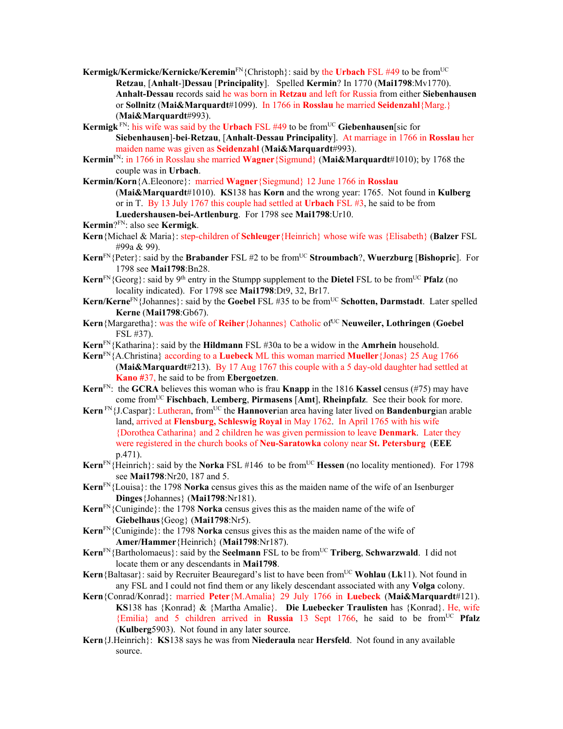**Kermigk/Kermicke/Kernicke/Keremin**[FN]{Christoph}: said by the **Urbach** FSL #49 to be from[UC] **Retzau**, [**Anhalt**-]**Dessau** [**Principality**]. Spelled **Kermin**? In 1770 (**Mai1798**:Mv1770). **Anhalt-Dessau** records said he was born in **Retzau** and left for Russia from either **Siebenhausen** or **Sollnitz** (**Mai&Marquardt**#1099). In 1766 in **Rosslau** he married **Seidenzahl**{Marg.} (**Mai&Marquardt**#993).

**Kermigk**[FN]: his wife was said by the **Urbach** FSL #49 to be from[UC] **Giebenhausen**[sic for **Siebenhausen**]-**bei**-**Retzau**, [**Anhalt-Dessau Principality**]. At marriage in 1766 in **Rosslau** her maiden name was given as **Seidenzahl** (**Mai&Marquardt**#993).

**Kermin**[FN]: in 1766 in Rosslau she married **Wagner**{Sigmund} (**Mai&Marquardt**#1010); by 1768 the couple was in **Urbach**.

**Kermin/Korn**{A.Eleonore}: married **Wagner**{Siegmund} 12 June 1766 in **Rosslau** (**Mai&Marquardt**#1010). **KS**138 has **Korn** and the wrong year: 1765. Not found in **Kulberg** or in T. By 13 July 1767 this couple had settled at **Urbach** FSL #3, he said to be from **Luedershausen-bei-Artlenburg**. For 1798 see **Mai1798**:Ur10.

**Kermin**?[FN]: also see **Kermigk**.

**Kern**{Michael & Maria}: step-children of **Schleuger**{Heinrich} whose wife was {Elisabeth} (**Balzer** FSL #99a & 99).

**Kern**[FN]{Peter}: said by the **Brabander** FSL #2 to be from[UC] **Stroumbach**?, **Wuerzburg** [**Bishopric**]. For 1798 see **Mai1798**:Bn28.

**Kern**[FN]{Georg}: said by 9th entry in the Stumpp supplement to the **Dietel** FSL to be from[UC] **Pfalz** (no locality indicated). For 1798 see **Mai1798**:Dt9, 32, Br17.

**Kern/Kerne**[FN]{Johannes}: said by the **Goebel** FSL #35 to be from[UC] **Schotten, Darmstadt**. Later spelled **Kerne** (**Mai1798**:Gb67).

**Kern**{Margaretha}: was the wife of **Reiher**{Johannes} Catholic of[UC] **Neuweiler, Lothringen** (**Goebel** FSL #37).

**Kern**[FN]{Katharina}: said by the **Hildmann** FSL #30a to be a widow in the **Amrhein** household.

**Kern**[FN]{A.Christina} according to a **Luebeck** ML this woman married **Mueller**{Jonas} 25 Aug 1766 (**Mai&Marquardt**#213). By 17 Aug 1767 this couple with a 5 day-old daughter had settled at **Kano** #37, he said to be from **Ebergoetzen**.

**Kern**[FN]: the **GCRA** believes this woman who is frau **Knapp** in the 1816 **Kassel** census (#75) may have come from[UC] **Fischbach**, **Lemberg**, **Pirmasens** [**Amt**], **Rheinpfalz**. See their book for more.

**Kern** [FN]{J.Caspar}: Lutheran, from[UC] the **Hannover**ian area having later lived on **Bandenburg**ian arable land, arrived at **Flensburg, Schleswig Royal** in May 1762. In April 1765 with his wife {Dorothea Catharina} and 2 children he was given permission to leave **Denmark**. Later they were registered in the church books of **Neu-Saratowka** colony near **St. Petersburg** (**EEE** p.471).

**Kern**[FN]{Heinrich}: said by the **Norka** FSL #146 to be from[UC] **Hessen** (no locality mentioned). For 1798 see **Mai1798**:Nr20, 187 and 5.

**Kern**[FN]{Louisa}: the 1798 **Norka** census gives this as the maiden name of the wife of an Isenburger **Dinges**{Johannes} (**Mai1798**:Nr181).

**Kern**[FN]{Cuniginde}: the 1798 **Norka** census gives this as the maiden name of the wife of **Giebelhaus**{Geog} (**Mai1798**:Nr5).

**Kern**[FN]{Cuniginde}: the 1798 **Norka** census gives this as the maiden name of the wife of **Amer**/**Hammer**{Heinrich} (**Mai1798**:Nr187).

**Kern**[FN]{Bartholomaeus}: said by the **Seelmann** FSL to be from[UC] **Triberg**, **Schwarzwald**. I did not locate them or any descendants in **Mai1798**.

**Kern**{Baltasar}: said by Recruiter Beauregard's list to have been from[UC] **Wohlau** (**Lk**11). Not found in any FSL and I could not find them or any likely descendant associated with any **Volga** colony.

**Kern**{Conrad/Konrad}: married **Peter**{M.Amalia} 29 July 1766 in **Luebeck** (**Mai&Marquardt**#121). **KS**138 has {Konrad} & {Martha Amalie}. **Die Luebecker Traulisten** has {Konrad}. He, wife {Emilia} and 5 children arrived in **Russia** 13 Sept 1766, he said to be from[UC] **Pfalz** (**Kulberg**5903). Not found in any later source.

**Kern**{J.Heinrich}: **KS**138 says he was from **Niederaula** near **Hersfeld**. Not found in any available source.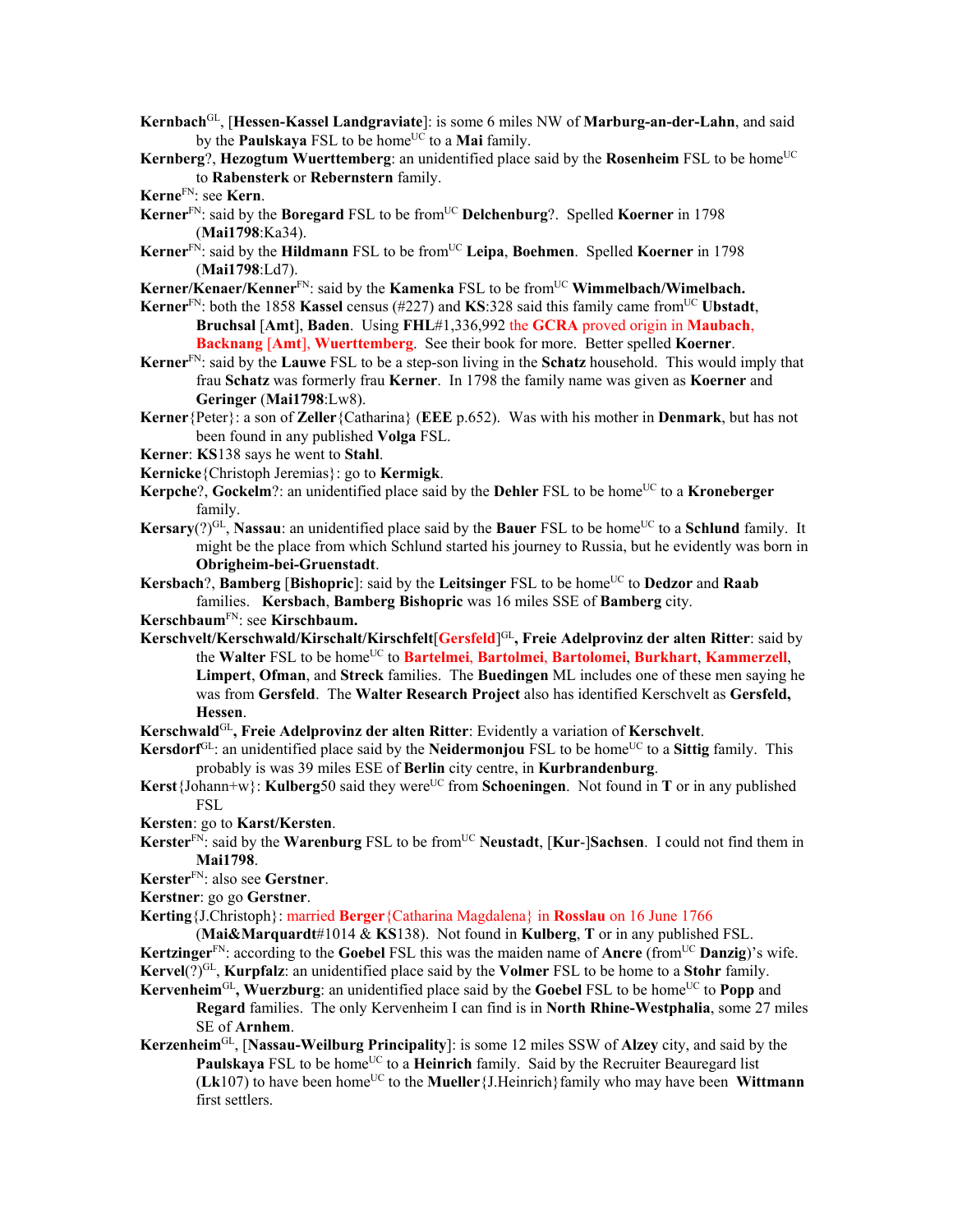**Kernbach**[GL], [**Hessen-Kassel Landgraviate**]: is some 6 miles NW of **Marburg-an-der-Lahn**, and said by the **Paulskaya** FSL to be home[UC] to a **Mai** family.

**Kernberg**?, **Hezogtum Wuerttemberg**: an unidentified place said by the **Rosenheim** FSL to be home[UC] to **Rabensterk** or **Rebernstern** family.

**Kerne**[FN]: see **Kern**.

**Kerner**[FN]: said by the **Boregard** FSL to be from[UC] **Delchenburg**?. Spelled **Koerner** in 1798 (**Mai1798**:Ka34).

**Kerner**[FN]: said by the **Hildmann** FSL to be from[UC] **Leipa**, **Boehmen**. Spelled **Koerner** in 1798 (**Mai1798**:Ld7).

**Kerner/Kenaer/Kenner**[FN]: said by the **Kamenka** FSL to be from[UC] **Wimmelbach/Wimelbach.**

**Kerner**[FN]: both the 1858 **Kassel** census (#227) and **KS**:328 said this family came from[UC] **Ubstadt**, **Bruchsal** [**Amt**], **Baden**. Using **FHL**#1,336,992 the **GCRA** proved origin in **Maubach**, **Backnang** [**Amt**], **Wuerttemberg**. See their book for more. Better spelled **Koerner**.

**Kerner**[FN]: said by the **Lauwe** FSL to be a step-son living in the **Schatz** household. This would imply that frau **Schatz** was formerly frau **Kerner**. In 1798 the family name was given as **Koerner** and **Geringer** (**Mai1798**:Lw8).

**Kerner**{Peter}: a son of **Zeller**{Catharina} (**EEE** p.652). Was with his mother in **Denmark**, but has not been found in any published **Volga** FSL.

**Kerner**: **KS**138 says he went to **Stahl**.

**Kernicke**{Christoph Jeremias}: go to **Kermigk**.

**Kerpche**?, **Gockelm**?: an unidentified place said by the **Dehler** FSL to be home[UC] to a **Kroneberger** family.

**Kersary**(?)[GL], **Nassau**: an unidentified place said by the **Bauer** FSL to be home[UC] to a **Schlund** family. It might be the place from which Schlund started his journey to Russia, but he evidently was born in **Obrigheim-bei-Gruenstadt**.

**Kersbach**?, **Bamberg** [**Bishopric**]: said by the **Leitsinger** FSL to be home[UC] to **Dedzor** and **Raab** families. **Kersbach**, **Bamberg Bishopric** was 16 miles SSE of **Bamberg** city.

**Kerschbaum**[FN]: see **Kirschbaum.**

**Kerschvelt/Kerschwald/Kirschalt/Kirschfelt**[**Gersfeld**][GL]**, Freie Adelprovinz der alten Ritter**: said by the **Walter** FSL to be home[UC] to **Bartelmei**, **Bartolmei**, **Bartolomei**, **Burkhart**, **Kammerzell**, **Limpert**, **Ofman**, and **Streck** families. The **Buedingen** ML includes one of these men saying he was from **Gersfeld**. The **Walter Research Project** also has identified Kerschvelt as **Gersfeld, Hessen**.

**Kerschwald**[GL]**, Freie Adelprovinz der alten Ritter**: Evidently a variation of **Kerschvelt**.

**Kersdorf**[GL]: an unidentified place said by the **Neidermonjou** FSL to be home[UC] to a **Sittig** family. This probably is was 39 miles ESE of **Berlin** city centre, in **Kurbrandenburg**.

**Kerst**{Johann+w}: **Kulberg**50 said they were[UC] from **Schoeningen**. Not found in **T** or in any published FSL

**Kersten**: go to **Karst/Kersten**.

**Kerster**[FN]: said by the **Warenburg** FSL to be from[UC] **Neustadt**, [**Kur**-]**Sachsen**. I could not find them in **Mai1798**.

**Kerster**[FN]: also see **Gerstner**.

**Kerstner**: go go **Gerstner**.

**Kerting**{J.Christoph}: married **Berger**{Catharina Magdalena} in **Rosslau** on 16 June 1766 (**Mai&Marquardt**#1014 & **KS**138). Not found in **Kulberg**, **T** or in any published FSL.

**Kertzinger**[FN]: according to the **Goebel** FSL this was the maiden name of **Ancre** (from[UC] **Danzig**)'s wife.

**Kervel**(?)[GL], **Kurpfalz**: an unidentified place said by the **Volmer** FSL to be home to a **Stohr** family.

**Kervenheim**[GL]**, Wuerzburg**: an unidentified place said by the **Goebel** FSL to be home[UC] to **Popp** and **Regard** families. The only Kervenheim I can find is in **North Rhine-Westphalia**, some 27 miles SE of **Arnhem**.

**Kerzenheim**[GL], [**Nassau-Weilburg Principality**]: is some 12 miles SSW of **Alzey** city, and said by the **Paulskaya** FSL to be home[UC] to a **Heinrich** family. Said by the Recruiter Beauregard list (**Lk**107) to have been home[UC] to the **Mueller**{J.Heinrich}family who may have been **Wittmann** first settlers.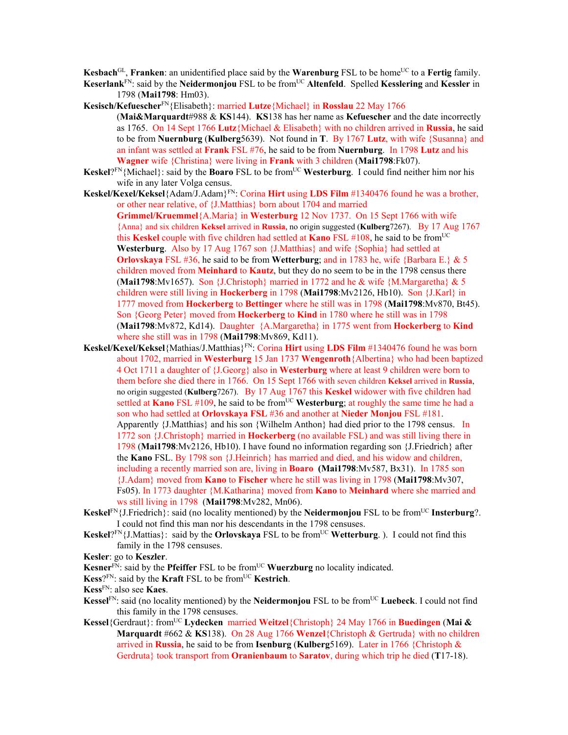**Kesbach**[GL], **Franken**: an unidentified place said by the **Warenburg** FSL to be home[UC] to a **Fertig** family.

**Keserlank**[FN]: said by the **Neidermonjou** FSL to be from[UC] **Altenfeld**. Spelled **Kesslering** and **Kessler** in 1798 (**Mai1798**: Hm03).

**Kesisch/Kefuescher**[FN]{Elisabeth}: married **Lutze**{Michael} in **Rosslau** 22 May 1766 (**Mai&Marquardt**#988 & **KS**144). **KS**138 has her name as **Kefuescher** and the date incorrectly as 1765. On 14 Sept 1766 **Lutz**{Michael & Elisabeth} with no children arrived in **Russia**, he said to be from **Nuernburg** (**Kulberg**5639). Not found in **T**. By 1767 **Lutz**, with wife {Susanna} and an infant was settled at **Frank** FSL #76, he said to be from **Nuernburg**. In 1798 **Lutz** and his **Wagner** wife {Christina} were living in **Frank** with 3 children (**Mai1798**:Fk07).

**Keskel**?[FN]{Michael}: said by the **Boaro** FSL to be from[UC] **Westerburg**. I could find neither him nor his wife in any later Volga census.

**Keskel/Kexel/Keksel**{Adam/J.Adam}[FN]: Corina **Hirt** using **LDS Film** #1340476 found he was a brother, or other near relative, of {J.Matthias} born about 1704 and married **Grimmel/Kruemmel**{A.Maria} in **Westerburg** 12 Nov 1737. On 15 Sept 1766 with wife {Anna} and six children **Keksel** arrived in **Russia**, no origin suggested (**Kulberg**7267). By 17 Aug 1767 this **Keskel** couple with five children had settled at **Kano** FSL #108, he said to be from[UC] **Westerburg**. Also by 17 Aug 1767 son {J.Matthias} and wife {Sophia} had settled at **Orlovskaya** FSL #36, he said to be from **Wetterburg**; and in 1783 he, wife {Barbara E.} & 5 children moved from **Meinhard** to **Kautz**, but they do no seem to be in the 1798 census there (**Mai1798**:Mv1657). Son {J.Christoph} married in 1772 and he & wife {M.Margaretha} & 5 children were still living in **Hockerberg** in 1798 (**Mai1798**:Mv2126, Hb10). Son {J.Karl} in 1777 moved from **Hockerberg** to **Bettinger** where he still was in 1798 (**Mai1798**:Mv870, Bt45). Son {Georg Peter} moved from **Hockerberg** to **Kind** in 1780 where he still was in 1798 (**Mai1798**:Mv872, Kd14). Daughter {A.Margaretha} in 1775 went from **Hockerberg** to **Kind** where she still was in 1798 (**Mai1798**:Mv869, Kd11).

**Keskel/Kexel/Keksel**{Mathias/J.Matthias}[FN]: Corina **Hirt** using **LDS Film** #1340476 found he was born about 1702, married in **Westerburg** 15 Jan 1737 **Wengenroth**{Albertina} who had been baptized 4 Oct 1711 a daughter of {J.Georg} also in **Westerburg** where at least 9 children were born to them before she died there in 1766. On 15 Sept 1766 with seven children **Keksel** arrived in **Russia**, no origin suggested (**Kulberg**7267). By 17 Aug 1767 this **Keskel** widower with five children had settled at **Kano** FSL #109, he said to be from[UC] **Westerburg**; at roughly the same time he had a son who had settled at **Orlovskaya FSL** #36 and another at **Nieder Monjou** FSL #181. Apparently {J.Matthias} and his son {Wilhelm Anthon} had died prior to the 1798 census. In 1772 son {J.Christoph} married in **Hockerberg** (no available FSL) and was still living there in 1798 (**Mai1798**:Mv2126, Hb10). I have found no information regarding son {J.Friedrich} after the **Kano** FSL. By 1798 son {J.Heinrich} has married and died, and his widow and children, including a recently married son are, living in **Boaro** (**Mai1798**:Mv587, Bx31). In 1785 son {J.Adam} moved from **Kano** to **Fischer** where he still was living in 1798 (**Mai1798**:Mv307, Fs05). In 1773 daughter {M.Katharina} moved from **Kano** to **Meinhard** where she married and ws still living in 1798 (**Mai1798**:Mv282, Mn06).

**Keskel**[FN]{J.Friedrich}: said (no locality mentioned) by the **Neidermonjou** FSL to be from[UC] **Insterburg**?. I could not find this man nor his descendants in the 1798 censuses.

**Keskel**?[FN]{J.Mattias}: said by the **Orlovskaya** FSL to be from[UC] **Wetterburg**. ). I could not find this family in the 1798 censuses.

**Kesler**: go to **Keszler**.

**Kesner**[FN]: said by the **Pfeiffer** FSL to be from[UC] **Wuerzburg** no locality indicated.

**Kess**?[FN]: said by the **Kraft** FSL to be from[UC] **Kestrich**.

**Kess**[FN]: also see **Kaes**.

**Kessel**[FN]: said (no locality mentioned) by the **Neidermonjou** FSL to be from[UC] **Luebeck**. I could not find this family in the 1798 censuses.

**Kessel**{Gerdraut}: from[UC] **Lydecken** married **Weitzel**{Christoph} 24 May 1766 in **Buedingen** (**Mai & Marquardt** #662 & **KS**138). On 28 Aug 1766 **Wenzel**{Christoph & Gertruda} with no children arrived in **Russia**, he said to be from **Isenburg** (**Kulberg**5169). Later in 1766 {Christoph & Gerdruta} took transport from **Oranienbaum** to **Saratov**, during which trip he died (**T**17-18).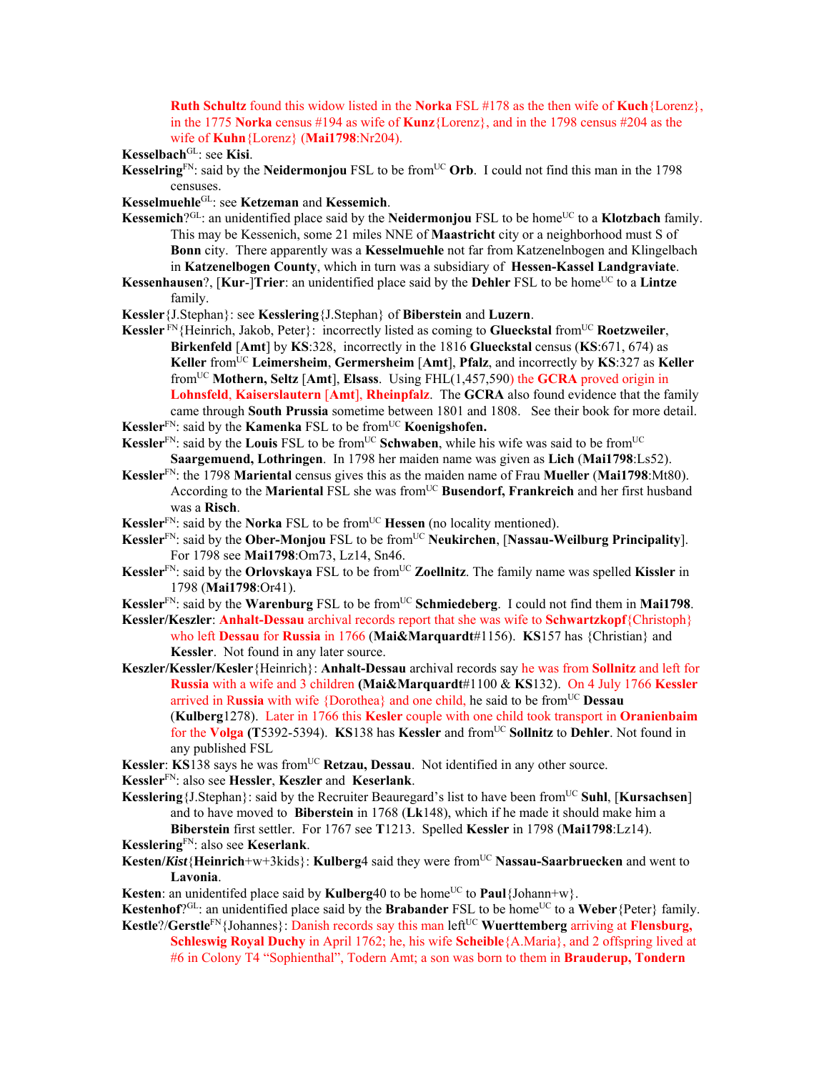Ruth Schultz found this widow listed in the **Norka** FSL #178 as the then wife of **Kuch**{Lorenz}, in the 1775 **Norka** census #194 as wife of **Kunz**{Lorenz}, and in the 1798 census #204 as the wife of **Kuhn**{Lorenz} (**Mai1798**:Nr204).

**Kesselbach**[GL]: see **Kisi**.

**Kesselring**[FN]: said by the **Neidermonjou** FSL to be from[UC] **Orb**. I could not find this man in the 1798 censuses.

**Kesselmuehle**[GL]: see **Ketzeman** and **Kessemich**.

**Kessemich**?[GL]: an unidentified place said by the **Neidermonjou** FSL to be home[UC] to a **Klotzbach** family. This may be Kessenich, some 21 miles NNE of **Maastricht** city or a neighborhood must S of **Bonn** city. There apparently was a **Kesselmuehle** not far from Katzenelnbogen and Klingelbach in **Katzenelbogen County**, which in turn was a subsidiary of **Hessen-Kassel Landgraviate**.

**Kessenhausen**?, [**Kur**-]**Trier**: an unidentified place said by the **Dehler** FSL to be home[UC] to a **Lintze** family.

**Kessler**{J.Stephan}: see **Kesslering**{J.Stephan} of **Biberstein** and **Luzern**.

**Kessler** [FN]{Heinrich, Jakob, Peter}: incorrectly listed as coming to **Glueckstal** from[UC] **Roetzweiler**, **Birkenfeld** [**Amt**] by **KS**:328, incorrectly in the 1816 **Glueckstal** census (**KS**:671, 674) as **Keller** from[UC] **Leimersheim**, **Germersheim** [**Amt**], **Pfalz**, and incorrectly by **KS**:327 as **Keller** from[UC] **Mothern, Seltz** [**Amt**], **Elsass**. Using FHL(1,457,590) the **GCRA** proved origin in **Lohnsfeld**, **Kaiserslautern** [**Amt**], **Rheinpfalz**. The **GCRA** also found evidence that the family came through **South Prussia** sometime between 1801 and 1808. See their book for more detail.

**Kessler**[FN]: said by the **Kamenka** FSL to be from[UC] **Koenigshofen.**

**Kessler**[FN]: said by the **Louis** FSL to be from[UC] **Schwaben**, while his wife was said to be from[UC] **Saargemuend, Lothringen**. In 1798 her maiden name was given as **Lich** (**Mai1798**:Ls52).

**Kessler**[FN]: the 1798 **Mariental** census gives this as the maiden name of Frau **Mueller** (**Mai1798**:Mt80). According to the **Mariental** FSL she was from[UC] **Busendorf, Frankreich** and her first husband was a **Risch**.

**Kessler**[FN]: said by the **Norka** FSL to be from[UC] **Hessen** (no locality mentioned).

**Kessler**[FN]: said by the **Ober-Monjou** FSL to be from[UC] **Neukirchen**, [**Nassau-Weilburg Principality**]. For 1798 see **Mai1798**:Om73, Lz14, Sn46.

**Kessler**[FN]: said by the **Orlovskaya** FSL to be from[UC] **Zoellnitz**. The family name was spelled **Kissler** in 1798 (**Mai1798**:Or41).

**Kessler**[FN]: said by the **Warenburg** FSL to be from[UC] **Schmiedeberg**. I could not find them in **Mai1798**.

**Kessler/Keszler**: **Anhalt-Dessau** archival records report that she was wife to **Schwartzkopf**{Christoph} who left **Dessau** for **Russia** in 1766 (**Mai&Marquardt**#1156). **KS**157 has {Christian} and **Kessler**. Not found in any later source.

**Keszler/Kessler/Kesler**{Heinrich}: **Anhalt-Dessau** archival records say he was from **Sollnitz** and left for **Russia** with a wife and 3 children (**Mai&Marquardt**#1100 & **KS**132). On 4 July 1766 **Kessler** arrived in **Russia** with wife {Dorothea} and one child, he said to be from[UC] **Dessau** (**Kulberg**1278). Later in 1766 this **Kesler** couple with one child took transport in **Oranienbaim** for the **Volga** (**T**5392-5394). **KS**138 has **Kessler** and from[UC] **Sollnitz** to **Dehler**. Not found in any published FSL

**Kessler**: **KS**138 says he was from[UC] **Retzau, Dessau**. Not identified in any other source.

**Kessler**[FN]: also see **Hessler**, **Keszler** and **Keserlank**.

**Kesslering**{J.Stephan}: said by the Recruiter Beauregard's list to have been from[UC] **Suhl**, [**Kursachsen**] and to have moved to **Biberstein** in 1768 (**Lk**148), which if he made it should make him a **Biberstein** first settler. For 1767 see **T**1213. Spelled **Kessler** in 1798 (**Mai1798**:Lz14).

**Kesslering**[FN]: also see **Keserlank**.

**Kesten/*Kist***{**Heinrich**+w+3kids}: **Kulberg**4 said they were from[UC] **Nassau-Saarbruecken** and went to **Lavonia**.

**Kesten**: an unidentifed place said by **Kulberg**40 to be home[UC] to **Paul**{Johann+w}.

**Kestenhof**?[GL]: an unidentified place said by the **Brabander** FSL to be home[UC] to a **Weber**{Peter} family.

**Kestle**?/**Gerstle**[FN]{Johannes}: Danish records say this man left[UC] **Wuerttemberg** arriving at **Flensburg, Schleswig Royal Duchy** in April 1762; he, his wife **Scheible**{A.Maria}, and 2 offspring lived at #6 in Colony T4 "Sophienthal", Todern Amt; a son was born to them in **Brauderup, Tondern**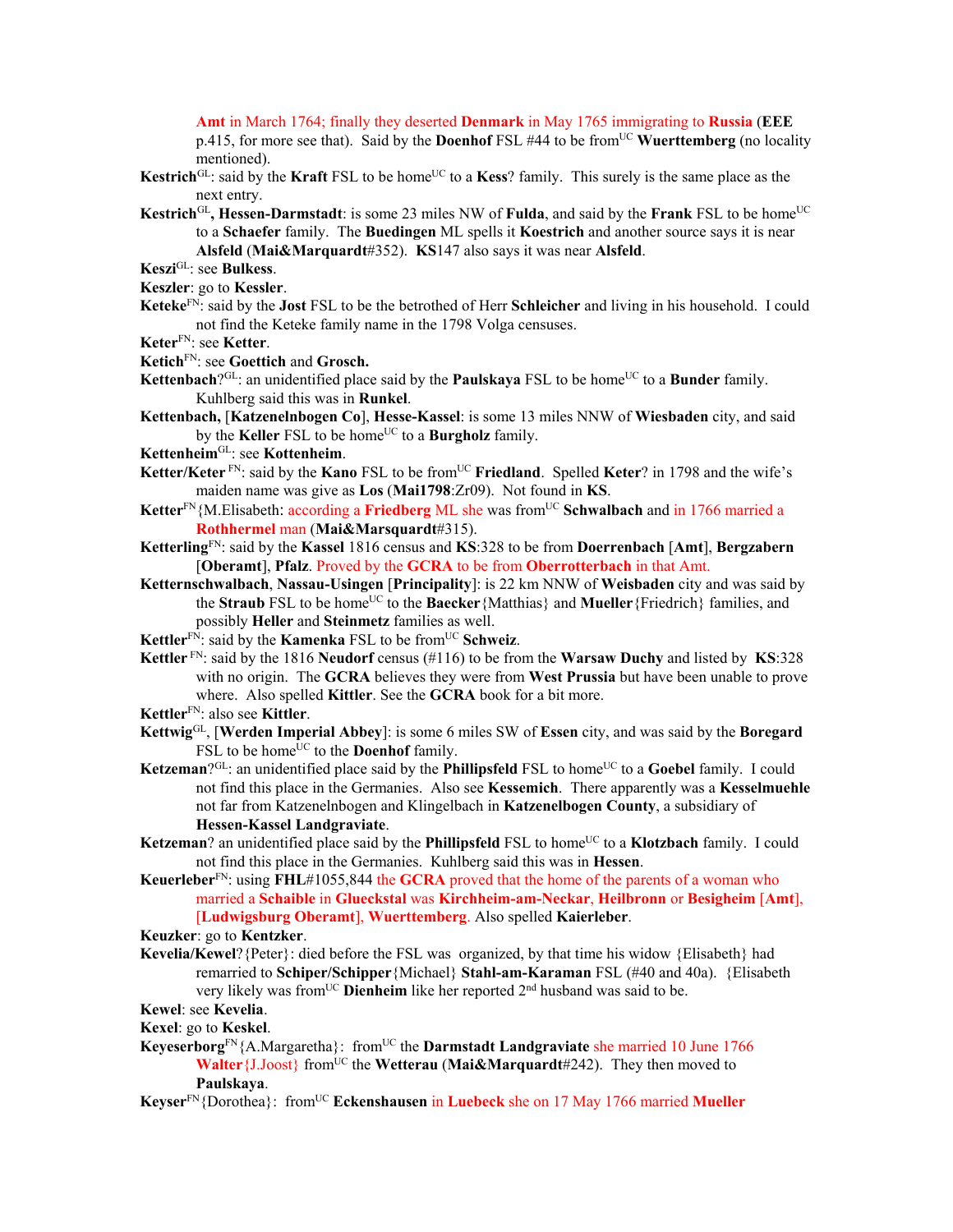**Amt** in March 1764; finally they deserted **Denmark** in May 1765 immigrating to **Russia** (**EEE** p.415, for more see that). Said by the **Doenhof** FSL #44 to be from[UC] **Wuerttemberg** (no locality mentioned).

**Kestrich**[GL]: said by the **Kraft** FSL to be home[UC] to a **Kess**? family. This surely is the same place as the next entry.

**Kestrich**[GL]**, Hessen-Darmstadt**: is some 23 miles NW of **Fulda**, and said by the **Frank** FSL to be home[UC] to a **Schaefer** family. The **Buedingen** ML spells it **Koestrich** and another source says it is near **Alsfeld** (**Mai&Marquardt**#352). **KS**147 also says it was near **Alsfeld**.

**Keszi**[GL]: see **Bulkess**.

**Keszler**: go to **Kessler**.

**Keteke**[FN]: said by the **Jost** FSL to be the betrothed of Herr **Schleicher** and living in his household. I could not find the Keteke family name in the 1798 Volga censuses.

**Keter**[FN]: see **Ketter**.

**Ketich**[FN]: see **Goettich** and **Grosch.**

**Kettenbach**?[GL]: an unidentified place said by the **Paulskaya** FSL to be home[UC] to a **Bunder** family. Kuhlberg said this was in **Runkel**.

**Kettenbach,** [**Katzenelnbogen Co**], **Hesse-Kassel**: is some 13 miles NNW of **Wiesbaden** city, and said by the **Keller** FSL to be home[UC] to a **Burgholz** family.

**Kettenheim**[GL]: see **Kottenheim**.

**Ketter/Keter** [FN]: said by the **Kano** FSL to be from[UC] **Friedland**. Spelled **Keter**? in 1798 and the wife's maiden name was give as **Los** (**Mai1798**:Zr09). Not found in **KS**.

**Ketter**[FN]{M.Elisabeth: according a **Friedberg** ML she was from[UC] **Schwalbach** and in 1766 married a **Rothhermel** man (**Mai&Marsquardt**#315).

**Ketterling**[FN]: said by the **Kassel** 1816 census and **KS**:328 to be from **Doerrenbach** [**Amt**], **Bergzabern** [**Oberamt**], **Pfalz**. Proved by the **GCRA** to be from **Oberrotterbach** in that Amt.

**Ketternschwalbach**, **Nassau-Usingen** [**Principality**]: is 22 km NNW of **Weisbaden** city and was said by the **Straub** FSL to be home[UC] to the **Baecker**{Matthias} and **Mueller**{Friedrich} families, and possibly **Heller** and **Steinmetz** families as well.

**Kettler**[FN]: said by the **Kamenka** FSL to be from[UC] **Schweiz**.

**Kettler** [FN]: said by the 1816 **Neudorf** census (#116) to be from the **Warsaw Duchy** and listed by **KS**:328 with no origin. The **GCRA** believes they were from **West Prussia** but have been unable to prove where. Also spelled **Kittler**. See the **GCRA** book for a bit more.

**Kettler**[FN]: also see **Kittler**.

**Kettwig**[GL], [**Werden Imperial Abbey**]: is some 6 miles SW of **Essen** city, and was said by the **Boregard** FSL to be home[UC] to the **Doenhof** family.

**Ketzeman**?[GL]: an unidentified place said by the **Phillipsfeld** FSL to home[UC] to a **Goebel** family. I could not find this place in the Germanies. Also see **Kessemich**. There apparently was a **Kesselmuehle** not far from Katzenelnbogen and Klingelbach in **Katzenelbogen County**, a subsidiary of **Hessen-Kassel Landgraviate**.

**Ketzeman**? an unidentified place said by the **Phillipsfeld** FSL to home[UC] to a **Klotzbach** family. I could not find this place in the Germanies. Kuhlberg said this was in **Hessen**.

**Keuerleber**[FN]: using **FHL**#1055,844 the **GCRA** proved that the home of the parents of a woman who married a **Schaible** in **Glueckstal** was **Kirchheim-am-Neckar**, **Heilbronn** or **Besigheim** [**Amt**], [**Ludwigsburg Oberamt**], **Wuerttemberg**. Also spelled **Kaierleber**.

**Keuzker**: go to **Kentzker**.

**Kevelia/Kewel**?{Peter}: died before the FSL was organized, by that time his widow {Elisabeth} had remarried to **Schiper/Schipper**{Michael} **Stahl-am-Karaman** FSL (#40 and 40a). {Elisabeth very likely was from[UC] **Dienheim** like her reported 2[nd] husband was said to be.

**Kewel**: see **Kevelia**.

**Kexel**: go to **Keskel**.

**Keyeserborg**[FN]{A.Margaretha}: from[UC] the **Darmstadt Landgraviate** she married 10 June 1766 **Walter**{J.Joost} from[UC] the **Wetterau** (**Mai&Marquardt**#242). They then moved to **Paulskaya**.

**Keyser**[FN]{Dorothea}: from[UC] **Eckenshausen** in **Luebeck** she on 17 May 1766 married **Mueller**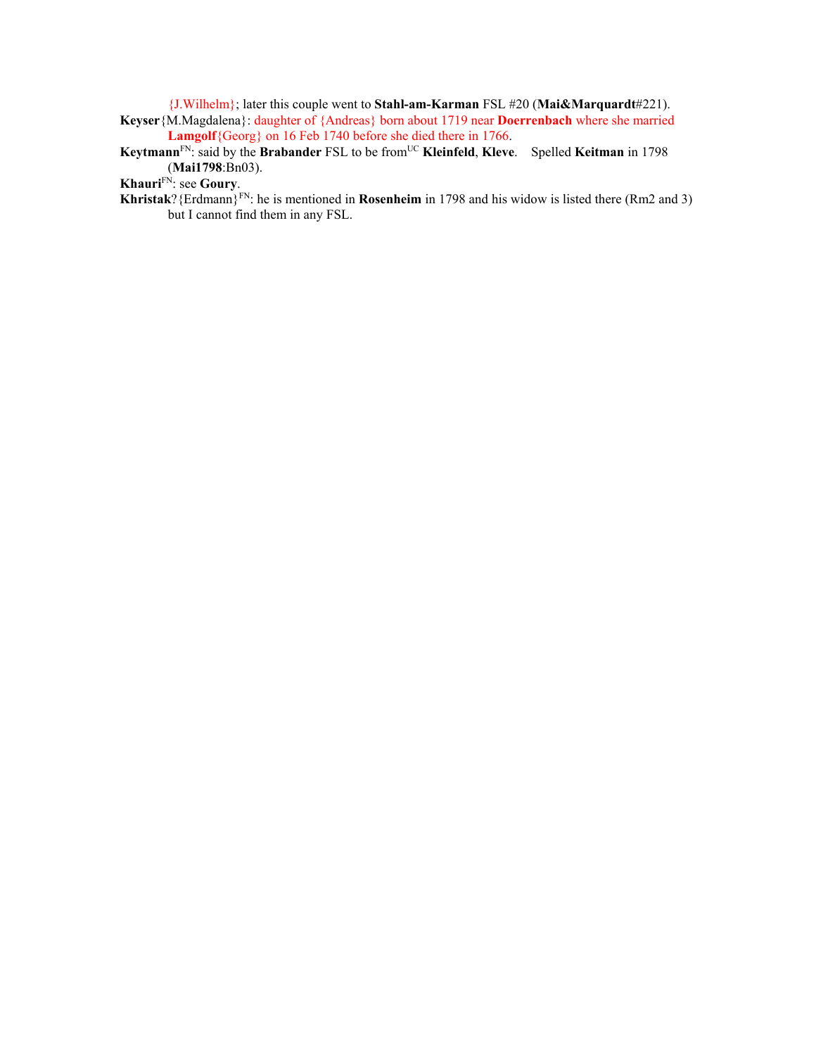{J.Wilhelm}; later this couple went to **Stahl-am-Karman** FSL #20 (**Mai&Marquardt**#221).

**Keyser**{M.Magdalena}: daughter of {Andreas} born about 1719 near **Doerrenbach** where she married **Lamgolf**{Georg} on 16 Feb 1740 before she died there in 1766.

**Keytmann**[FN]: said by the **Brabander** FSL to be from[UC] **Kleinfeld**, **Kleve**. Spelled **Keitman** in 1798 (**Mai1798**:Bn03).

**Khauri**[FN]: see **Goury**.

**Khristak**?{Erdmann}[FN]: he is mentioned in **Rosenheim** in 1798 and his widow is listed there (Rm2 and 3) but I cannot find them in any FSL.